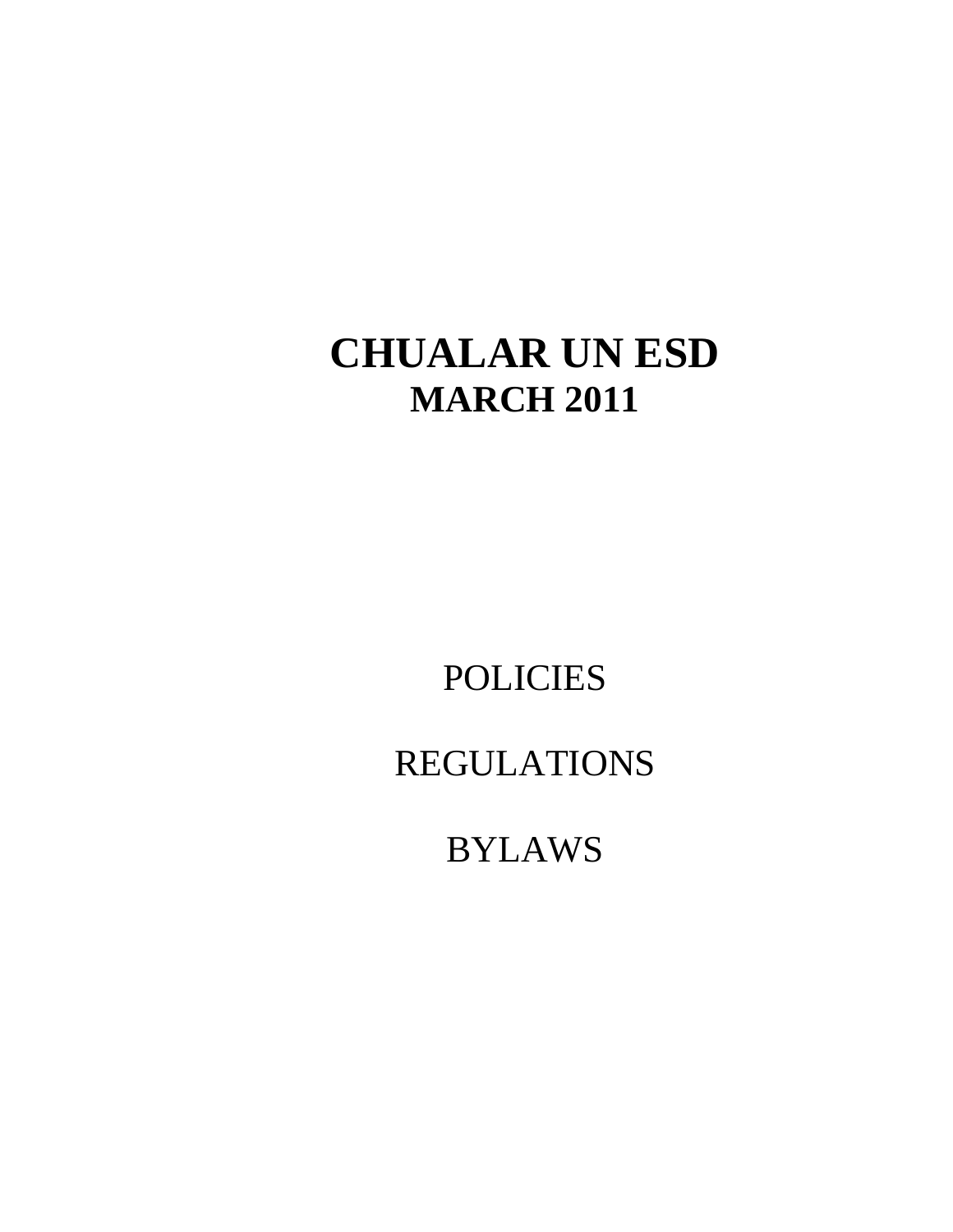# CHUALAR UN ESD

## MARCH 2011

POLICIES

REGULATIONS

BYLAWS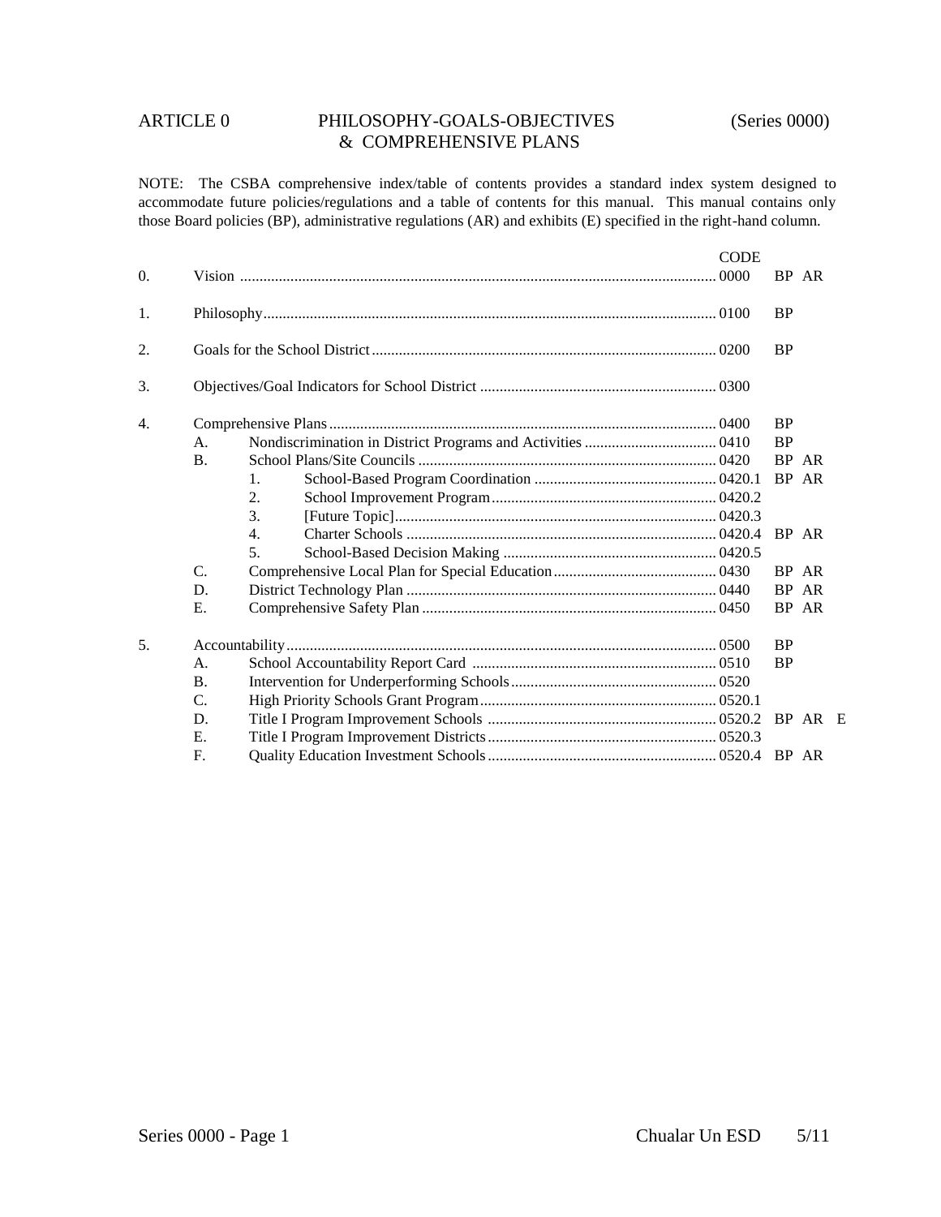# ARTICLE 0 PHILOSOPHY-GOALS-OBJECTIVES & COMPREHENSIVE PLANS (Series 0000)

NOTE: The CSBA comprehensive index/table of contents provides a standard index system designed to accommodate future policies/regulations and a table of contents for this manual. This manual contains only those Board policies (BP), administrative regulations (AR) and exhibits (E) specified in the right-hand column.

| | | | | CODE | |
|---|---|---|---|---|---|
| 0. | Vision | | | 0000 | BP AR |
| 1. | Philosophy | | | 0100 | BP |
| 2. | Goals for the School District | | | 0200 | BP |
| 3. | Objectives/Goal Indicators for School District | | | 0300 | |
| 4. | Comprehensive Plans | | | 0400 | BP |
| | A. | Nondiscrimination in District Programs and Activities | | 0410 | BP |
| | B. | School Plans/Site Councils | | 0420 | BP AR |
| | | 1. | School-Based Program Coordination | 0420.1 | BP AR |
| | | 2. | School Improvement Program | 0420.2 | |
| | | 3. | [Future Topic] | 0420.3 | |
| | | 4. | Charter Schools | 0420.4 | BP AR |
| | | 5. | School-Based Decision Making | 0420.5 | |
| | C. | Comprehensive Local Plan for Special Education | | 0430 | BP AR |
| | D. | District Technology Plan | | 0440 | BP AR |
| | E. | Comprehensive Safety Plan | | 0450 | BP AR |
| 5. | Accountability | | | 0500 | BP |
| | A. | School Accountability Report Card | | 0510 | BP |
| | B. | Intervention for Underperforming Schools | | 0520 | |
| | C. | High Priority Schools Grant Program | | 0520.1 | |
| | D. | Title I Program Improvement Schools | | 0520.2 | BP AR E |
| | E. | Title I Program Improvement Districts | | 0520.3 | |
| | F. | Quality Education Investment Schools | | 0520.4 | BP AR |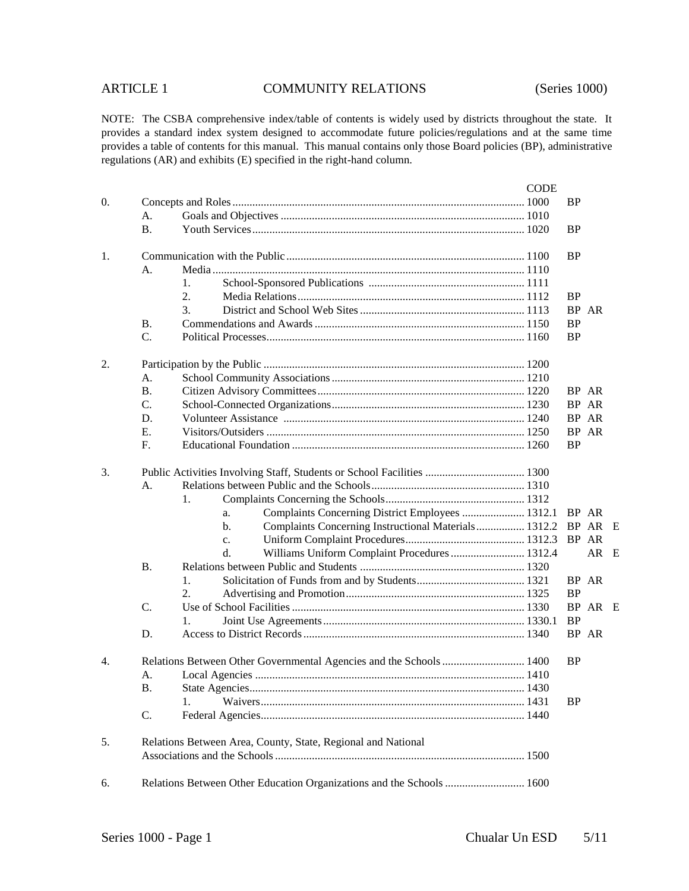# ARTICLE 1 COMMUNITY RELATIONS (Series 1000)

NOTE: The CSBA comprehensive index/table of contents is widely used by districts throughout the state. It provides a standard index system designed to accommodate future policies/regulations and at the same time provides a table of contents for this manual. This manual contains only those Board policies (BP), administrative regulations (AR) and exhibits (E) specified in the right-hand column.

| | | | | | CODE | | | |
|---|---|---|---|---|---|---|---|---|
| 0. | Concepts and Roles | | | | 1000 | BP | | |
| | A. | Goals and Objectives | | | 1010 | | | |
| | B. | Youth Services | | | 1020 | BP | | |
| 1. | Communication with the Public | | | | 1100 | BP | | |
| | A. | Media | | | 1110 | | | |
| | | 1. | School-Sponsored Publications | | 1111 | | | |
| | | 2. | Media Relations | | 1112 | BP | | |
| | | 3. | District and School Web Sites | | 1113 | BP | AR | |
| | B. | Commendations and Awards | | | 1150 | BP | | |
| | C. | Political Processes | | | 1160 | BP | | |
| 2. | Participation by the Public | | | | 1200 | | | |
| | A. | School Community Associations | | | 1210 | | | |
| | B. | Citizen Advisory Committees | | | 1220 | BP | AR | |
| | C. | School-Connected Organizations | | | 1230 | BP | AR | |
| | D. | Volunteer Assistance | | | 1240 | BP | AR | |
| | E. | Visitors/Outsiders | | | 1250 | BP | AR | |
| | F. | Educational Foundation | | | 1260 | BP | | |
| 3. | Public Activities Involving Staff, Students or School Facilities | | | | 1300 | | | |
| | A. | Relations between Public and the Schools | | | 1310 | | | |
| | | 1. | Complaints Concerning the Schools | | 1312 | | | |
| | | | a. | Complaints Concerning District Employees | 1312.1 | BP | AR | |
| | | | b. | Complaints Concerning Instructional Materials | 1312.2 | BP | AR | E |
| | | | c. | Uniform Complaint Procedures | 1312.3 | BP | AR | |
| | | | d. | Williams Uniform Complaint Procedures | 1312.4 | | AR | E |
| | B. | Relations between Public and Students | | | 1320 | | | |
| | | 1. | Solicitation of Funds from and by Students | | 1321 | BP | AR | |
| | | 2. | Advertising and Promotion | | 1325 | BP | | |
| | C. | Use of School Facilities | | | 1330 | BP | AR | E |
| | | 1. | Joint Use Agreements | | 1330.1 | BP | | |
| | D. | Access to District Records | | | 1340 | BP | AR | |
| 4. | Relations Between Other Governmental Agencies and the Schools | | | | 1400 | BP | | |
| | A. | Local Agencies | | | 1410 | | | |
| | B. | State Agencies | | | 1430 | | | |
| | | 1. | Waivers | | 1431 | BP | | |
| | C. | Federal Agencies | | | 1440 | | | |
| 5. | Relations Between Area, County, State, Regional and National Associations and the Schools | | | | 1500 | | | |
| 6. | Relations Between Other Education Organizations and the Schools | | | | 1600 | | | |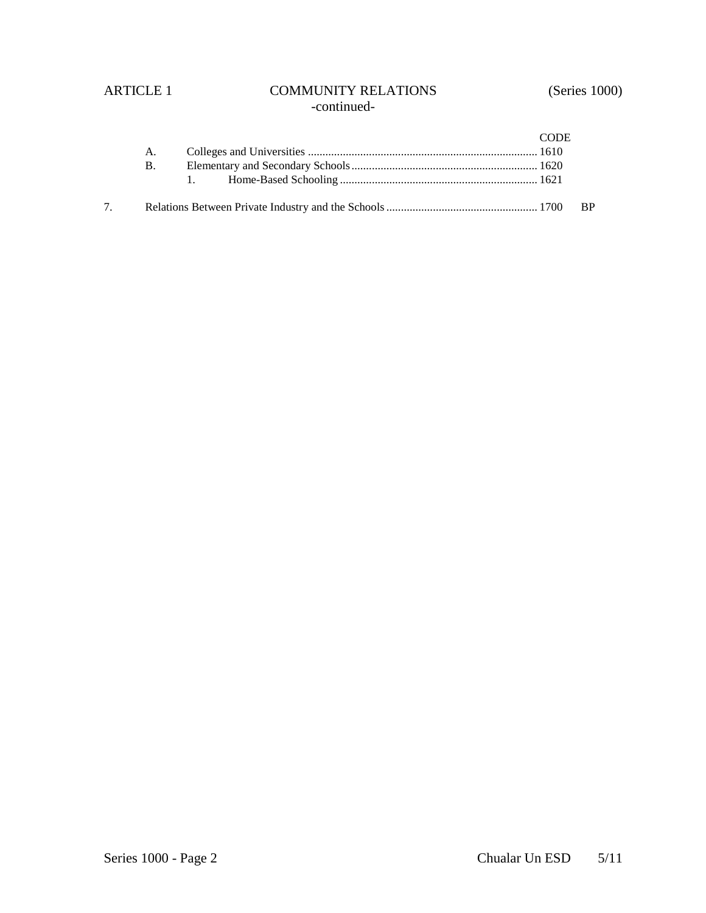# ARTICLE 1 COMMUNITY RELATIONS (Series 1000)

-continued-

| | | CODE | |
|---|---|---|---|
| | A. Colleges and Universities | 1610 | |
| | B. Elementary and Secondary Schools | 1620 | |
| | 1. Home-Based Schooling | 1621 | |
| 7. | Relations Between Private Industry and the Schools | 1700 | BP |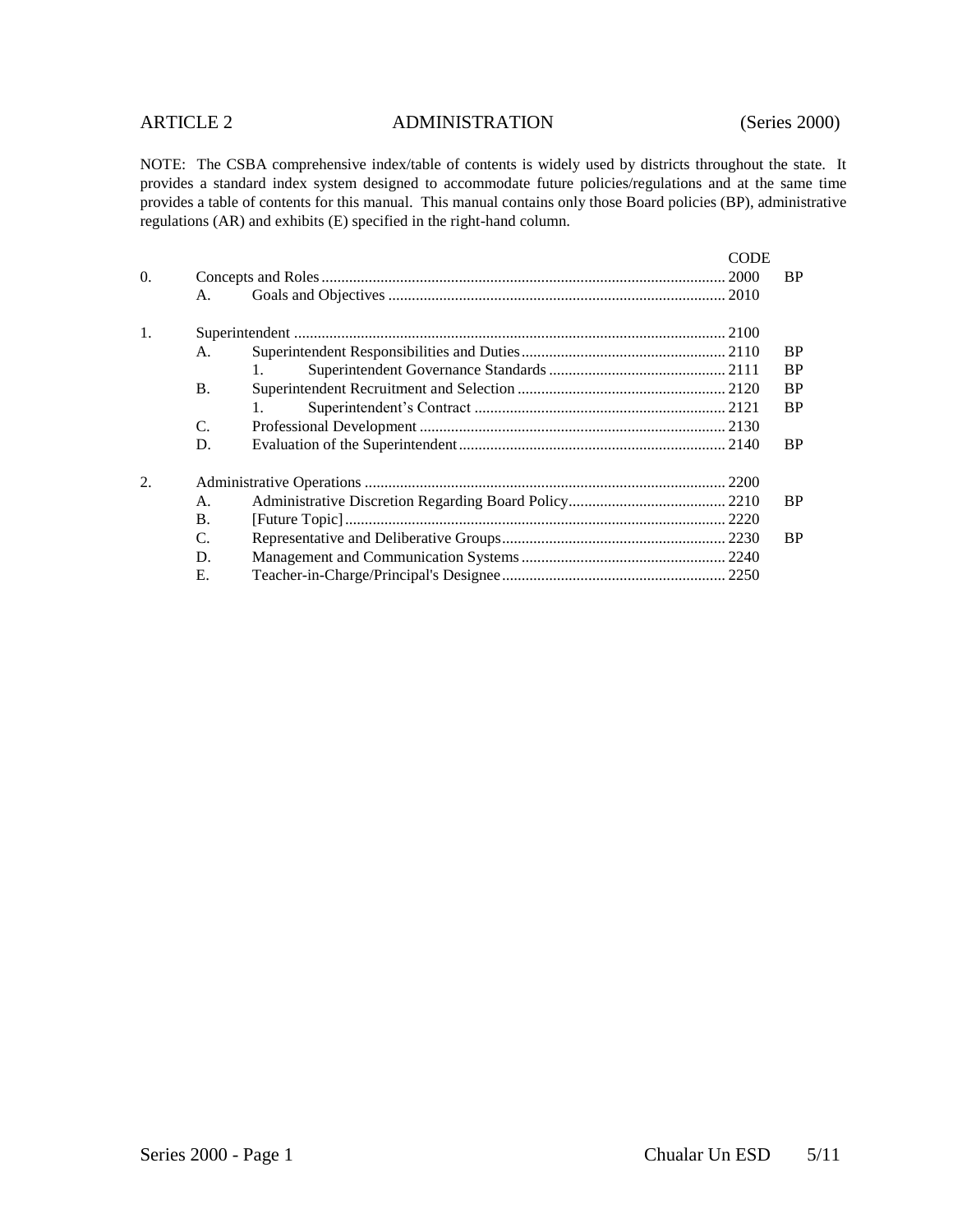# ARTICLE 2 ADMINISTRATION (Series 2000)

NOTE: The CSBA comprehensive index/table of contents is widely used by districts throughout the state. It provides a standard index system designed to accommodate future policies/regulations and at the same time provides a table of contents for this manual. This manual contains only those Board policies (BP), administrative regulations (AR) and exhibits (E) specified in the right-hand column.

| | | | | CODE | |
|---|---|---|---|---|---|
| 0. | Concepts and Roles | | | 2000 | BP |
| | A. | Goals and Objectives | | 2010 | |
| 1. | Superintendent | | | 2100 | |
| | A. | Superintendent Responsibilities and Duties | | 2110 | BP |
| | | 1. | Superintendent Governance Standards | 2111 | BP |
| | B. | Superintendent Recruitment and Selection | | 2120 | BP |
| | | 1. | Superintendent's Contract | 2121 | BP |
| | C. | Professional Development | | 2130 | |
| | D. | Evaluation of the Superintendent | | 2140 | BP |
| 2. | Administrative Operations | | | 2200 | |
| | A. | Administrative Discretion Regarding Board Policy | | 2210 | BP |
| | B. | [Future Topic] | | 2220 | |
| | C. | Representative and Deliberative Groups | | 2230 | BP |
| | D. | Management and Communication Systems | | 2240 | |
| | E. | Teacher-in-Charge/Principal's Designee | | 2250 | |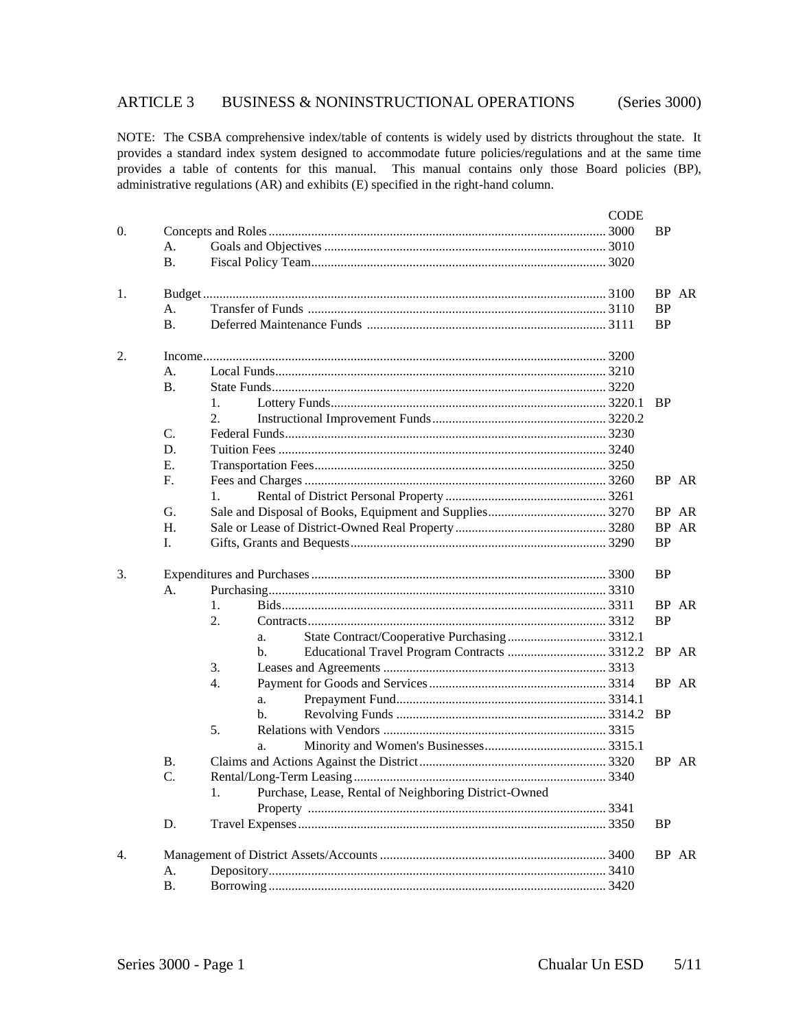## ARTICLE 3 BUSINESS & NONINSTRUCTIONAL OPERATIONS (Series 3000)

NOTE: The CSBA comprehensive index/table of contents is widely used by districts throughout the state. It provides a standard index system designed to accommodate future policies/regulations and at the same time provides a table of contents for this manual. This manual contains only those Board policies (BP), administrative regulations (AR) and exhibits (E) specified in the right-hand column.

| | | | | | CODE | |
|---|---|---|---|---|---|---|
| 0. | Concepts and Roles | | | | 3000 | BP |
| | A. | Goals and Objectives | | | 3010 | |
| | B. | Fiscal Policy Team | | | 3020 | |
| 1. | Budget | | | | 3100 | BP AR |
| | A. | Transfer of Funds | | | 3110 | BP |
| | B. | Deferred Maintenance Funds | | | 3111 | BP |
| 2. | Income | | | | 3200 | |
| | A. | Local Funds | | | 3210 | |
| | B. | State Funds | | | 3220 | |
| | | 1. | Lottery Funds | | 3220.1 | BP |
| | | 2. | Instructional Improvement Funds | | 3220.2 | |
| | C. | Federal Funds | | | 3230 | |
| | D. | Tuition Fees | | | 3240 | |
| | E. | Transportation Fees | | | 3250 | |
| | F. | Fees and Charges | | | 3260 | BP AR |
| | | 1. | Rental of District Personal Property | | 3261 | |
| | G. | Sale and Disposal of Books, Equipment and Supplies | | | 3270 | BP AR |
| | H. | Sale or Lease of District-Owned Real Property | | | 3280 | BP AR |
| | I. | Gifts, Grants and Bequests | | | 3290 | BP |
| 3. | Expenditures and Purchases | | | | 3300 | BP |
| | A. | Purchasing | | | 3310 | |
| | | 1. | Bids | | 3311 | BP AR |
| | | 2. | Contracts | | 3312 | BP |
| | | | a. | State Contract/Cooperative Purchasing | 3312.1 | |
| | | | b. | Educational Travel Program Contracts | 3312.2 | BP AR |
| | | 3. | Leases and Agreements | | 3313 | |
| | | 4. | Payment for Goods and Services | | 3314 | BP AR |
| | | | a. | Prepayment Fund | 3314.1 | |
| | | | b. | Revolving Funds | 3314.2 | BP |
| | | 5. | Relations with Vendors | | 3315 | |
| | | | a. | Minority and Women's Businesses | 3315.1 | |
| | B. | Claims and Actions Against the District | | | 3320 | BP AR |
| | C. | Rental/Long-Term Leasing | | | 3340 | |
| | | 1. | Purchase, Lease, Rental of Neighboring District-Owned Property | | 3341 | |
| | D. | Travel Expenses | | | 3350 | BP |
| 4. | Management of District Assets/Accounts | | | | 3400 | BP AR |
| | A. | Depository | | | 3410 | |
| | B. | Borrowing | | | 3420 | |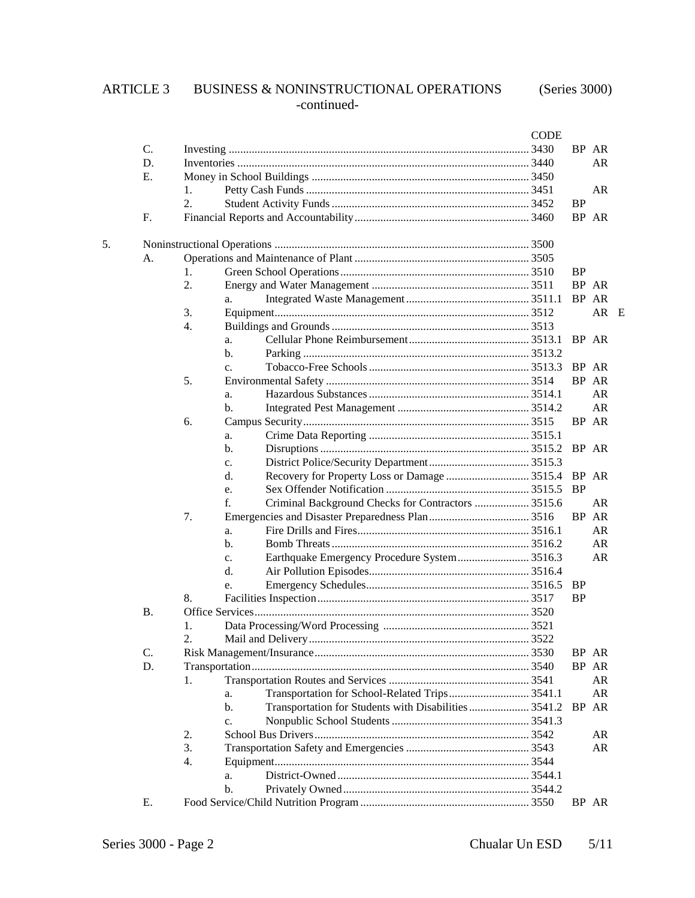## ARTICLE 3 BUSINESS & NONINSTRUCTIONAL OPERATIONS (Series 3000)

-continued-

| | | | Title | CODE | | | |
|---|---|---|---|---|---|---|---|
| C. | | | Investing | 3430 | BP | AR | |
| D. | | | Inventories | 3440 | | AR | |
| E. | | | Money in School Buildings | 3450 | | | |
| | 1. | | Petty Cash Funds | 3451 | | AR | |
| | 2. | | Student Activity Funds | 3452 | BP | | |
| F. | | | Financial Reports and Accountability | 3460 | BP | AR | |
| **5.** | | | Noninstructional Operations | 3500 | | | |
| A. | | | Operations and Maintenance of Plant | 3505 | | | |
| | 1. | | Green School Operations | 3510 | BP | | |
| | 2. | | Energy and Water Management | 3511 | BP | AR | |
| | | a. | Integrated Waste Management | 3511.1 | BP | AR | |
| | 3. | | Equipment | 3512 | | AR | E |
| | 4. | | Buildings and Grounds | 3513 | | | |
| | | a. | Cellular Phone Reimbursement | 3513.1 | BP | AR | |
| | | b. | Parking | 3513.2 | | | |
| | | c. | Tobacco-Free Schools | 3513.3 | BP | AR | |
| | 5. | | Environmental Safety | 3514 | BP | AR | |
| | | a. | Hazardous Substances | 3514.1 | | AR | |
| | | b. | Integrated Pest Management | 3514.2 | | AR | |
| | 6. | | Campus Security | 3515 | BP | AR | |
| | | a. | Crime Data Reporting | 3515.1 | | | |
| | | b. | Disruptions | 3515.2 | BP | AR | |
| | | c. | District Police/Security Department | 3515.3 | | | |
| | | d. | Recovery for Property Loss or Damage | 3515.4 | BP | AR | |
| | | e. | Sex Offender Notification | 3515.5 | BP | | |
| | | f. | Criminal Background Checks for Contractors | 3515.6 | | AR | |
| | 7. | | Emergencies and Disaster Preparedness Plan | 3516 | BP | AR | |
| | | a. | Fire Drills and Fires | 3516.1 | | AR | |
| | | b. | Bomb Threats | 3516.2 | | AR | |
| | | c. | Earthquake Emergency Procedure System | 3516.3 | | AR | |
| | | d. | Air Pollution Episodes | 3516.4 | | | |
| | | e. | Emergency Schedules | 3516.5 | BP | | |
| | 8. | | Facilities Inspection | 3517 | BP | | |
| B. | | | Office Services | 3520 | | | |
| | 1. | | Data Processing/Word Processing | 3521 | | | |
| | 2. | | Mail and Delivery | 3522 | | | |
| C. | | | Risk Management/Insurance | 3530 | BP | AR | |
| D. | | | Transportation | 3540 | BP | AR | |
| | 1. | | Transportation Routes and Services | 3541 | | AR | |
| | | a. | Transportation for School-Related Trips | 3541.1 | | AR | |
| | | b. | Transportation for Students with Disabilities | 3541.2 | BP | AR | |
| | | c. | Nonpublic School Students | 3541.3 | | | |
| | 2. | | School Bus Drivers | 3542 | | AR | |
| | 3. | | Transportation Safety and Emergencies | 3543 | | AR | |
| | 4. | | Equipment | 3544 | | | |
| | | a. | District-Owned | 3544.1 | | | |
| | | b. | Privately Owned | 3544.2 | | | |
| E. | | | Food Service/Child Nutrition Program | 3550 | BP | AR | |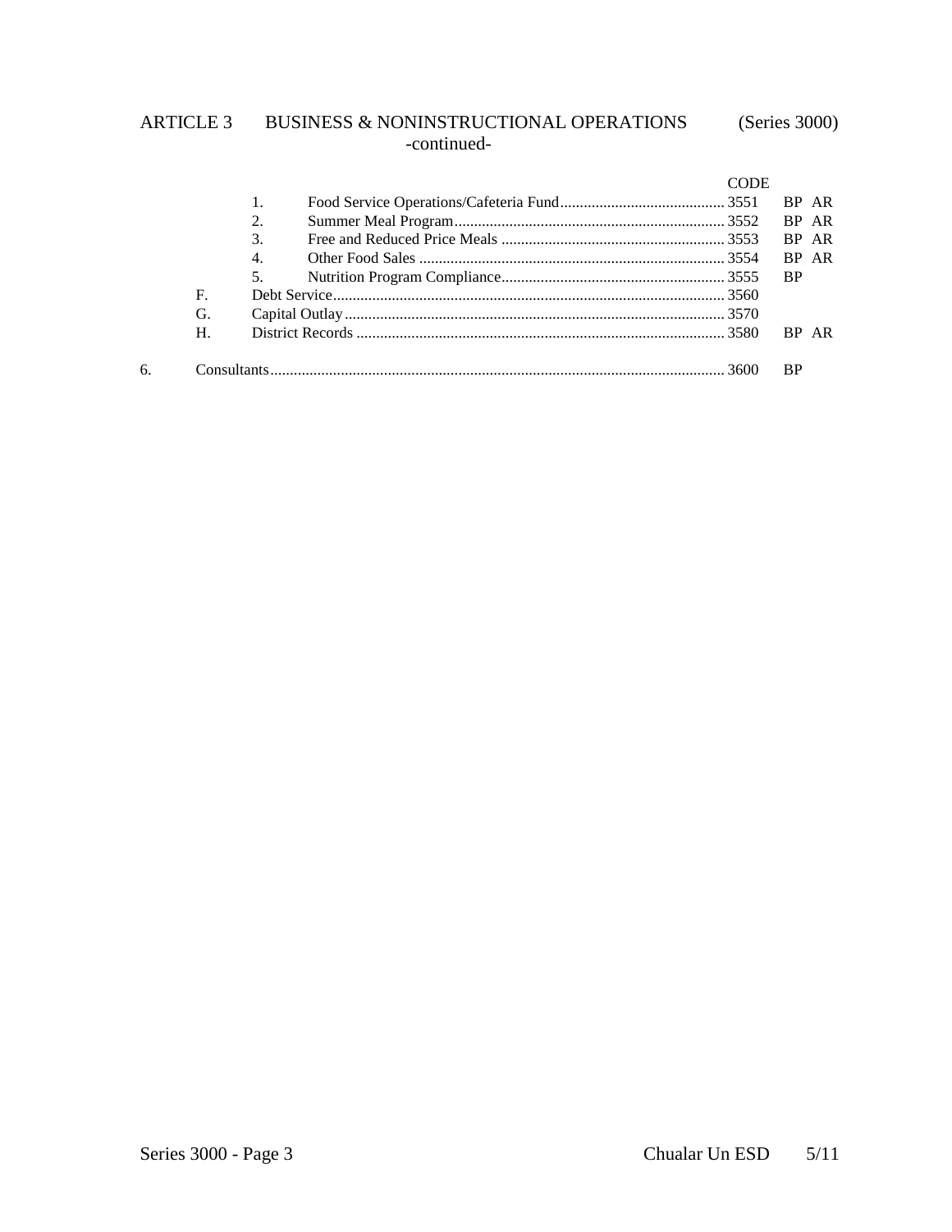## ARTICLE 3 BUSINESS & NONINSTRUCTIONAL OPERATIONS (Series 3000)

-continued-

| | | | CODE | |
|---|---|---|---|---|
| | 1. | Food Service Operations/Cafeteria Fund | 3551 | BP AR |
| | 2. | Summer Meal Program | 3552 | BP AR |
| | 3. | Free and Reduced Price Meals | 3553 | BP AR |
| | 4. | Other Food Sales | 3554 | BP AR |
| | 5. | Nutrition Program Compliance | 3555 | BP |
| F. | | Debt Service | 3560 | |
| G. | | Capital Outlay | 3570 | |
| H. | | District Records | 3580 | BP AR |
| 6. | | Consultants | 3600 | BP |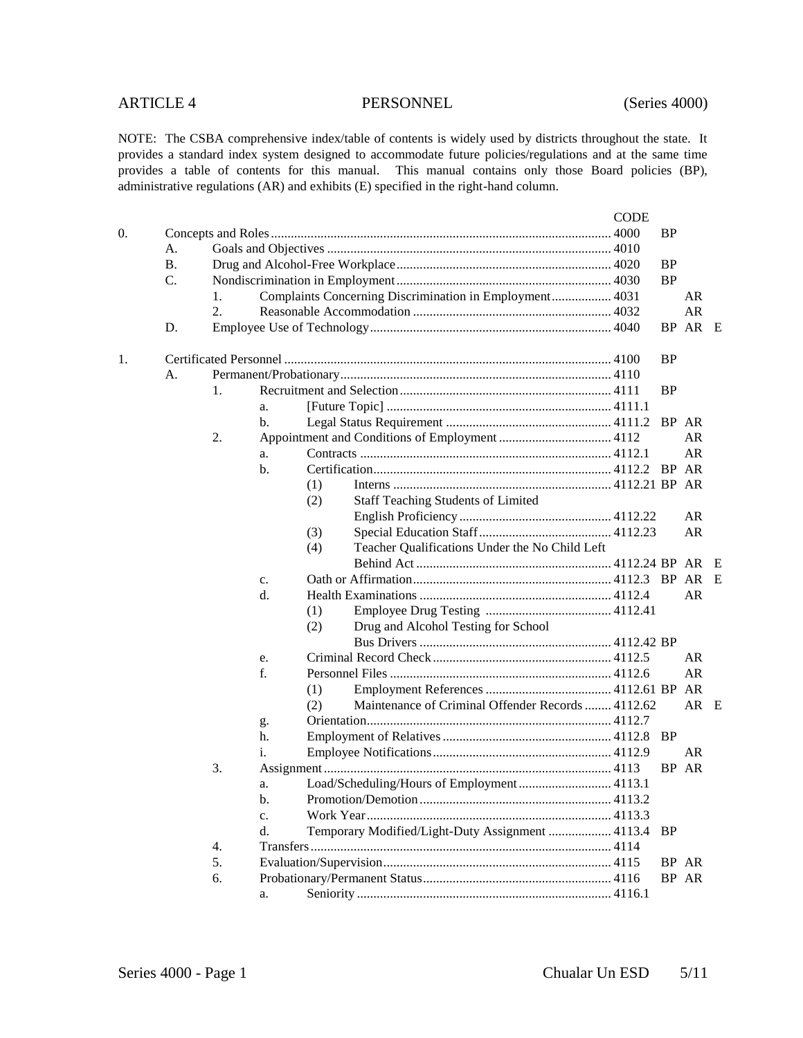ARTICLE 4 PERSONNEL (Series 4000)

NOTE: The CSBA comprehensive index/table of contents is widely used by districts throughout the state. It provides a standard index system designed to accommodate future policies/regulations and at the same time provides a table of contents for this manual. This manual contains only those Board policies (BP), administrative regulations (AR) and exhibits (E) specified in the right-hand column.

| | | | | | | CODE | BP | AR | E |
|---|---|---|---|---|---|---|---|---|---|
| 0. | | | | | Concepts and Roles | 4000 | BP | | |
| | A. | | | | Goals and Objectives | 4010 | | | |
| | B. | | | | Drug and Alcohol-Free Workplace | 4020 | BP | | |
| | C. | | | | Nondiscrimination in Employment | 4030 | BP | | |
| | | 1. | | | Complaints Concerning Discrimination in Employment | 4031 | | AR | |
| | | 2. | | | Reasonable Accommodation | 4032 | | AR | |
| | D. | | | | Employee Use of Technology | 4040 | BP | AR | E |
| 1. | | | | | Certificated Personnel | 4100 | BP | | |
| | A. | | | | Permanent/Probationary | 4110 | | | |
| | | 1. | | | Recruitment and Selection | 4111 | BP | | |
| | | | a. | | [Future Topic] | 4111.1 | | | |
| | | | b. | | Legal Status Requirement | 4111.2 | BP | AR | |
| | | 2. | | | Appointment and Conditions of Employment | 4112 | | AR | |
| | | | a. | | Contracts | 4112.1 | | AR | |
| | | | b. | | Certification | 4112.2 | BP | AR | |
| | | | | (1) | Interns | 4112.21 | BP | AR | |
| | | | | (2) | Staff Teaching Students of Limited English Proficiency | 4112.22 | | AR | |
| | | | | (3) | Special Education Staff | 4112.23 | | AR | |
| | | | | (4) | Teacher Qualifications Under the No Child Left Behind Act | 4112.24 | BP | AR | E |
| | | | c. | | Oath or Affirmation | 4112.3 | BP | AR | E |
| | | | d. | | Health Examinations | 4112.4 | | AR | |
| | | | | (1) | Employee Drug Testing | 4112.41 | | | |
| | | | | (2) | Drug and Alcohol Testing for School Bus Drivers | 4112.42 | BP | | |
| | | | e. | | Criminal Record Check | 4112.5 | | AR | |
| | | | f. | | Personnel Files | 4112.6 | | AR | |
| | | | | (1) | Employment References | 4112.61 | BP | AR | |
| | | | | (2) | Maintenance of Criminal Offender Records | 4112.62 | | AR | E |
| | | | g. | | Orientation | 4112.7 | | | |
| | | | h. | | Employment of Relatives | 4112.8 | BP | | |
| | | | i. | | Employee Notifications | 4112.9 | | AR | |
| | | 3. | | | Assignment | 4113 | BP | AR | |
| | | | a. | | Load/Scheduling/Hours of Employment | 4113.1 | | | |
| | | | b. | | Promotion/Demotion | 4113.2 | | | |
| | | | c. | | Work Year | 4113.3 | | | |
| | | | d. | | Temporary Modified/Light-Duty Assignment | 4113.4 | BP | | |
| | | 4. | | | Transfers | 4114 | | | |
| | | 5. | | | Evaluation/Supervision | 4115 | BP | AR | |
| | | 6. | | | Probationary/Permanent Status | 4116 | BP | AR | |
| | | | a. | | Seniority | 4116.1 | | | |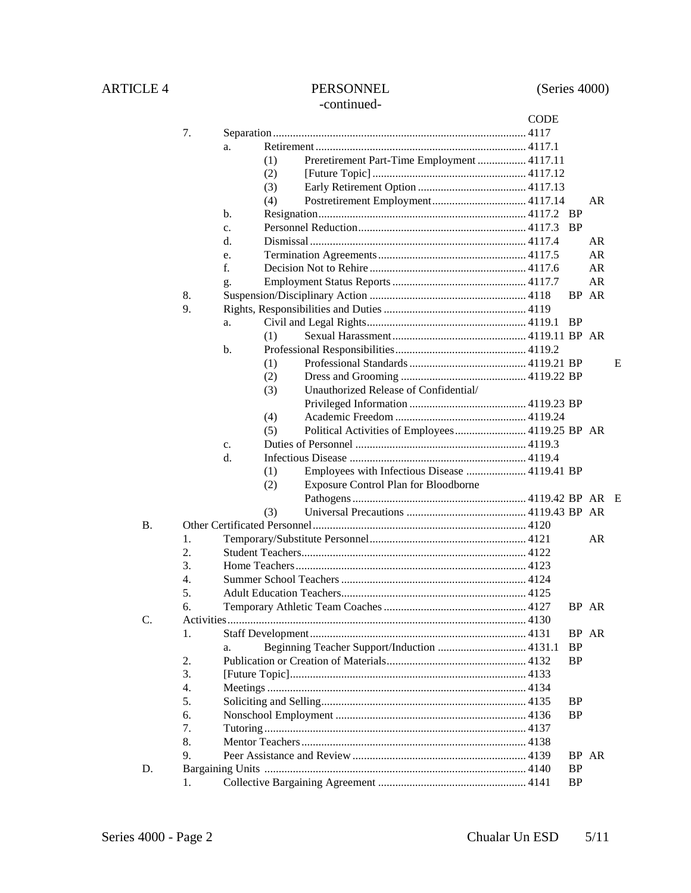# ARTICLE 4 PERSONNEL (Series 4000)

-continued-

| | | | | | CODE | | | |
|---|---|---|---|---|---|---|---|---|
| | 7. | | | Separation | 4117 | | | |
| | | a. | | Retirement | 4117.1 | | | |
| | | | (1) | Preretirement Part-Time Employment | 4117.11 | | | |
| | | | (2) | [Future Topic] | 4117.12 | | | |
| | | | (3) | Early Retirement Option | 4117.13 | | | |
| | | | (4) | Postretirement Employment | 4117.14 | | AR | |
| | | b. | | Resignation | 4117.2 | BP | | |
| | | c. | | Personnel Reduction | 4117.3 | BP | | |
| | | d. | | Dismissal | 4117.4 | | AR | |
| | | e. | | Termination Agreements | 4117.5 | | AR | |
| | | f. | | Decision Not to Rehire | 4117.6 | | AR | |
| | | g. | | Employment Status Reports | 4117.7 | | AR | |
| | 8. | | | Suspension/Disciplinary Action | 4118 | BP | AR | |
| | 9. | | | Rights, Responsibilities and Duties | 4119 | | | |
| | | a. | | Civil and Legal Rights | 4119.1 | BP | | |
| | | | (1) | Sexual Harassment | 4119.11 | BP | AR | |
| | | b. | | Professional Responsibilities | 4119.2 | | | |
| | | | (1) | Professional Standards | 4119.21 | BP | | E |
| | | | (2) | Dress and Grooming | 4119.22 | BP | | |
| | | | (3) | Unauthorized Release of Confidential/ Privileged Information | 4119.23 | BP | | |
| | | | (4) | Academic Freedom | 4119.24 | | | |
| | | | (5) | Political Activities of Employees | 4119.25 | BP | AR | |
| | | c. | | Duties of Personnel | 4119.3 | | | |
| | | d. | | Infectious Disease | 4119.4 | | | |
| | | | (1) | Employees with Infectious Disease | 4119.41 | BP | | |
| | | | (2) | Exposure Control Plan for Bloodborne Pathogens | 4119.42 | BP | AR | E |
| | | | (3) | Universal Precautions | 4119.43 | BP | AR | |
| B. | | | | Other Certificated Personnel | 4120 | | | |
| | 1. | | | Temporary/Substitute Personnel | 4121 | | AR | |
| | 2. | | | Student Teachers | 4122 | | | |
| | 3. | | | Home Teachers | 4123 | | | |
| | 4. | | | Summer School Teachers | 4124 | | | |
| | 5. | | | Adult Education Teachers | 4125 | | | |
| | 6. | | | Temporary Athletic Team Coaches | 4127 | BP | AR | |
| C. | | | | Activities | 4130 | | | |
| | 1. | | | Staff Development | 4131 | BP | AR | |
| | | a. | | Beginning Teacher Support/Induction | 4131.1 | BP | | |
| | 2. | | | Publication or Creation of Materials | 4132 | BP | | |
| | 3. | | | [Future Topic] | 4133 | | | |
| | 4. | | | Meetings | 4134 | | | |
| | 5. | | | Soliciting and Selling | 4135 | BP | | |
| | 6. | | | Nonschool Employment | 4136 | BP | | |
| | 7. | | | Tutoring | 4137 | | | |
| | 8. | | | Mentor Teachers | 4138 | | | |
| | 9. | | | Peer Assistance and Review | 4139 | BP | AR | |
| D. | | | | Bargaining Units | 4140 | BP | | |
| | 1. | | | Collective Bargaining Agreement | 4141 | BP | | |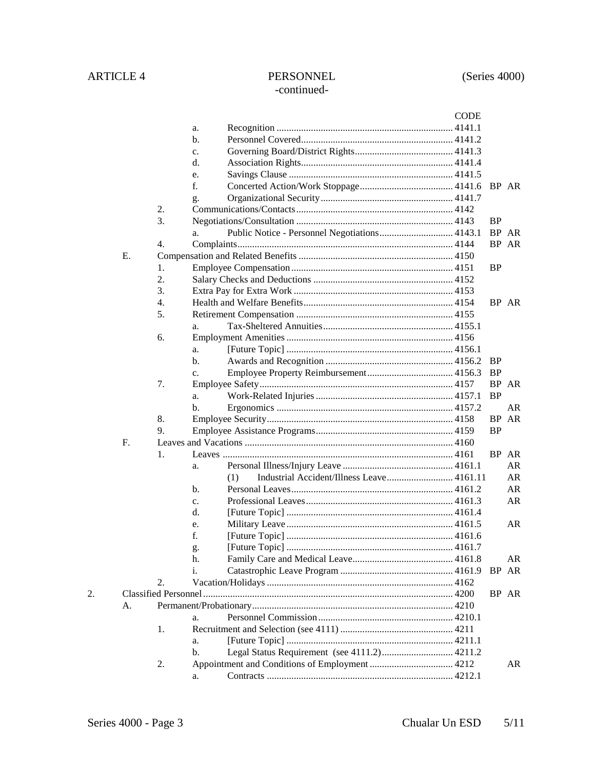ARTICLE 4 PERSONNEL (Series 4000)

-continued-

| | | | | | CODE | | |
|---|---|---|---|---|---|---|---|
| | | a. | Recognition | | 4141.1 | | |
| | | b. | Personnel Covered | | 4141.2 | | |
| | | c. | Governing Board/District Rights | | 4141.3 | | |
| | | d. | Association Rights | | 4141.4 | | |
| | | e. | Savings Clause | | 4141.5 | | |
| | | f. | Concerted Action/Work Stoppage | | 4141.6 | BP | AR |
| | | g. | Organizational Security | | 4141.7 | | |
| | 2. | Communications/Contacts | | | 4142 | | |
| | 3. | Negotiations/Consultation | | | 4143 | BP | |
| | | a. | Public Notice - Personnel Negotiations | | 4143.1 | BP | AR |
| | 4. | Complaints | | | 4144 | BP | AR |
| E. | Compensation and Related Benefits | | | | 4150 | | |
| | 1. | Employee Compensation | | | 4151 | BP | |
| | 2. | Salary Checks and Deductions | | | 4152 | | |
| | 3. | Extra Pay for Extra Work | | | 4153 | | |
| | 4. | Health and Welfare Benefits | | | 4154 | BP | AR |
| | 5. | Retirement Compensation | | | 4155 | | |
| | | a. | Tax-Sheltered Annuities | | 4155.1 | | |
| | 6. | Employment Amenities | | | 4156 | | |
| | | a. | [Future Topic] | | 4156.1 | | |
| | | b. | Awards and Recognition | | 4156.2 | BP | |
| | | c. | Employee Property Reimbursement | | 4156.3 | BP | |
| | 7. | Employee Safety | | | 4157 | BP | AR |
| | | a. | Work-Related Injuries | | 4157.1 | BP | |
| | | b. | Ergonomics | | 4157.2 | | AR |
| | 8. | Employee Security | | | 4158 | BP | AR |
| | 9. | Employee Assistance Programs | | | 4159 | BP | |
| F. | Leaves and Vacations | | | | 4160 | | |
| | 1. | Leaves | | | 4161 | BP | AR |
| | | a. | Personal Illness/Injury Leave | | 4161.1 | | AR |
| | | | (1) | Industrial Accident/Illness Leave | 4161.11 | | AR |
| | | b. | Personal Leaves | | 4161.2 | | AR |
| | | c. | Professional Leaves | | 4161.3 | | AR |
| | | d. | [Future Topic] | | 4161.4 | | |
| | | e. | Military Leave | | 4161.5 | | AR |
| | | f. | [Future Topic] | | 4161.6 | | |
| | | g. | [Future Topic] | | 4161.7 | | |
| | | h. | Family Care and Medical Leave | | 4161.8 | | AR |
| | | i. | Catastrophic Leave Program | | 4161.9 | BP | AR |
| | 2. | Vacation/Holidays | | | 4162 | | |
| 2. | Classified Personnel | | | | 4200 | BP | AR |
| A. | Permanent/Probationary | | | | 4210 | | |
| | | a. | Personnel Commission | | 4210.1 | | |
| | 1. | Recruitment and Selection (see 4111) | | | 4211 | | |
| | | a. | [Future Topic] | | 4211.1 | | |
| | | b. | Legal Status Requirement (see 4111.2) | | 4211.2 | | |
| | 2. | Appointment and Conditions of Employment | | | 4212 | | AR |
| | | a. | Contracts | | 4212.1 | | |

Series 4000 - Page 3 Chualar Un ESD 5/11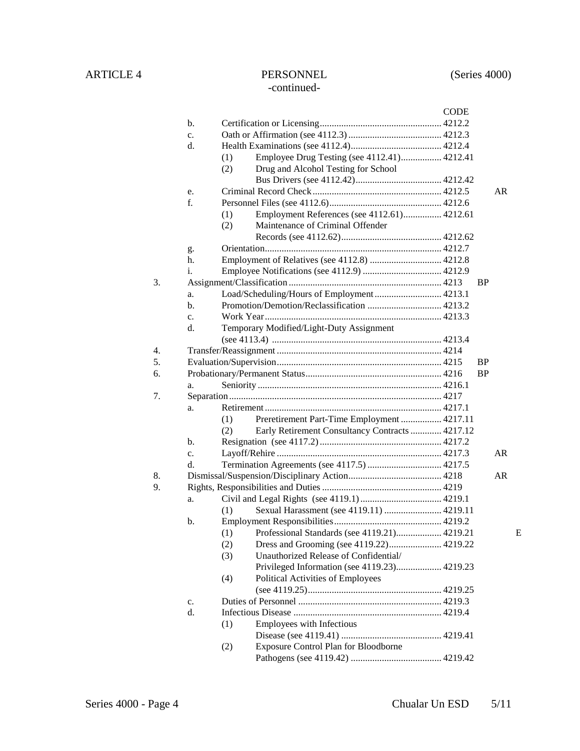ARTICLE 4 PERSONNEL (Series 4000)
-continued-

| | | | | CODE | | |
|---|---|---|---|---|---|---|
| | b. | | Certification or Licensing | 4212.2 | | |
| | c. | | Oath or Affirmation (see 4112.3) | 4212.3 | | |
| | d. | | Health Examinations (see 4112.4) | 4212.4 | | |
| | | (1) | Employee Drug Testing (see 4112.41) | 4212.41 | | |
| | | (2) | Drug and Alcohol Testing for School Bus Drivers (see 4112.42) | 4212.42 | | |
| | e. | | Criminal Record Check | 4212.5 | AR | |
| | f. | | Personnel Files (see 4112.6) | 4212.6 | | |
| | | (1) | Employment References (see 4112.61) | 4212.61 | | |
| | | (2) | Maintenance of Criminal Offender Records (see 4112.62) | 4212.62 | | |
| | g. | | Orientation | 4212.7 | | |
| | h. | | Employment of Relatives (see 4112.8) | 4212.8 | | |
| | i. | | Employee Notifications (see 4112.9) | 4212.9 | | |
| 3. | | | Assignment/Classification | 4213 | BP | |
| | a. | | Load/Scheduling/Hours of Employment | 4213.1 | | |
| | b. | | Promotion/Demotion/Reclassification | 4213.2 | | |
| | c. | | Work Year | 4213.3 | | |
| | d. | | Temporary Modified/Light-Duty Assignment (see 4113.4) | 4213.4 | | |
| 4. | | | Transfer/Reassignment | 4214 | | |
| 5. | | | Evaluation/Supervision | 4215 | BP | |
| 6. | | | Probationary/Permanent Status | 4216 | BP | |
| | a. | | Seniority | 4216.1 | | |
| 7. | | | Separation | 4217 | | |
| | a. | | Retirement | 4217.1 | | |
| | | (1) | Preretirement Part-Time Employment | 4217.11 | | |
| | | (2) | Early Retirement Consultancy Contracts | 4217.12 | | |
| | b. | | Resignation (see 4117.2) | 4217.2 | | |
| | c. | | Layoff/Rehire | 4217.3 | AR | |
| | d. | | Termination Agreements (see 4117.5) | 4217.5 | | |
| 8. | | | Dismissal/Suspension/Disciplinary Action | 4218 | AR | |
| 9. | | | Rights, Responsibilities and Duties | 4219 | | |
| | a. | | Civil and Legal Rights (see 4119.1) | 4219.1 | | |
| | | (1) | Sexual Harassment (see 4119.11) | 4219.11 | | |
| | b. | | Employment Responsibilities | 4219.2 | | |
| | | (1) | Professional Standards (see 4119.21) | 4219.21 | | E |
| | | (2) | Dress and Grooming (see 4119.22) | 4219.22 | | |
| | | (3) | Unauthorized Release of Confidential/ Privileged Information (see 4119.23) | 4219.23 | | |
| | | (4) | Political Activities of Employees (see 4119.25) | 4219.25 | | |
| | c. | | Duties of Personnel | 4219.3 | | |
| | d. | | Infectious Disease | 4219.4 | | |
| | | (1) | Employees with Infectious Disease (see 4119.41) | 4219.41 | | |
| | | (2) | Exposure Control Plan for Bloodborne Pathogens (see 4119.42) | 4219.42 | | |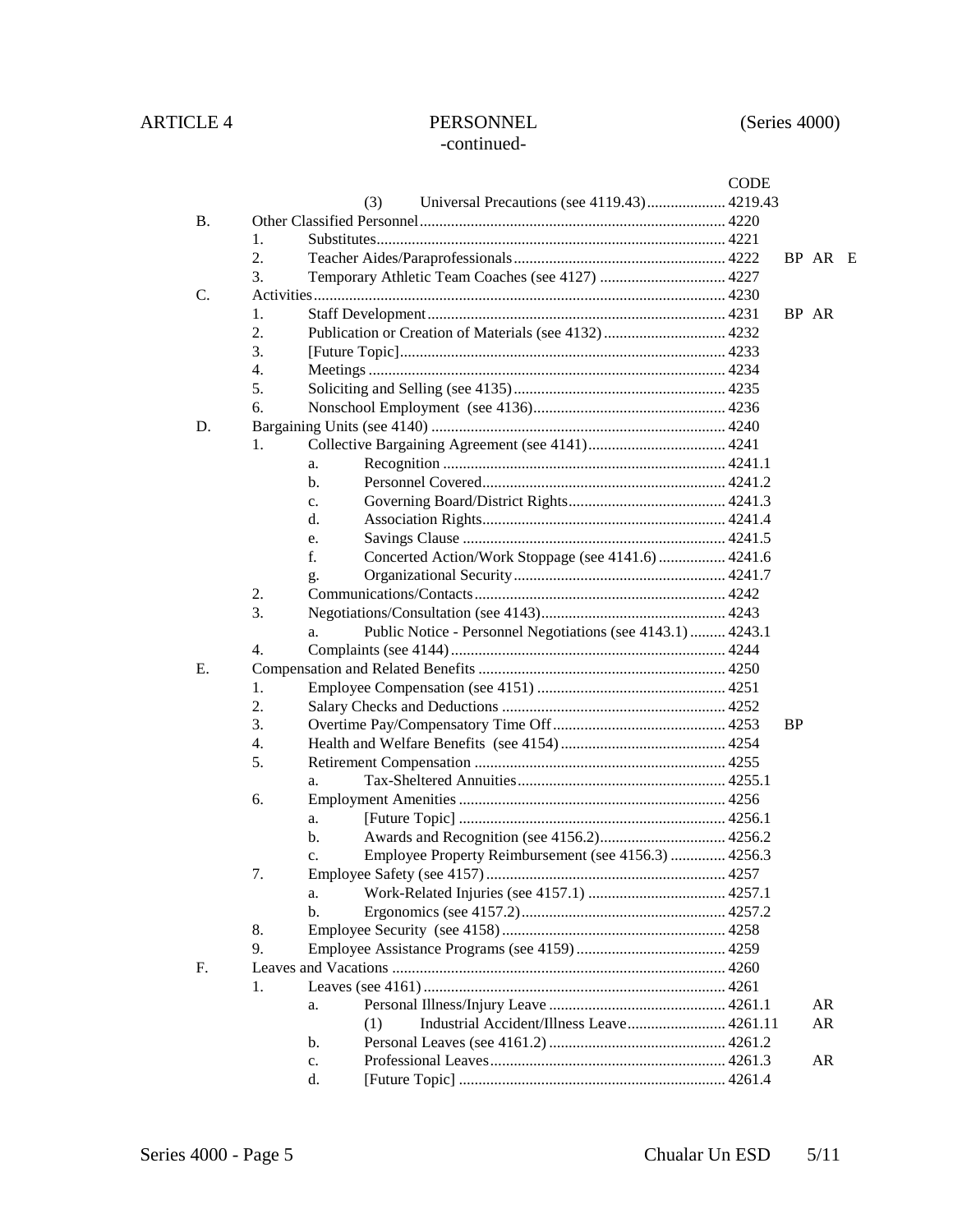ARTICLE 4 PERSONNEL (Series 4000)
-continued-

| | | | | | CODE | |
|---|---|---|---|---|---|---|
| | | | (3) | Universal Precautions (see 4119.43) | 4219.43 | |
| B. | Other Classified Personnel | | | | 4220 | |
| | 1. | Substitutes | | | 4221 | |
| | 2. | Teacher Aides/Paraprofessionals | | | 4222 | BP AR E |
| | 3. | Temporary Athletic Team Coaches (see 4127) | | | 4227 | |
| C. | Activities | | | | 4230 | |
| | 1. | Staff Development | | | 4231 | BP AR |
| | 2. | Publication or Creation of Materials (see 4132) | | | 4232 | |
| | 3. | [Future Topic] | | | 4233 | |
| | 4. | Meetings | | | 4234 | |
| | 5. | Soliciting and Selling (see 4135) | | | 4235 | |
| | 6. | Nonschool Employment (see 4136) | | | 4236 | |
| D. | Bargaining Units (see 4140) | | | | 4240 | |
| | 1. | Collective Bargaining Agreement (see 4141) | | | 4241 | |
| | | a. | Recognition | | 4241.1 | |
| | | b. | Personnel Covered | | 4241.2 | |
| | | c. | Governing Board/District Rights | | 4241.3 | |
| | | d. | Association Rights | | 4241.4 | |
| | | e. | Savings Clause | | 4241.5 | |
| | | f. | Concerted Action/Work Stoppage (see 4141.6) | | 4241.6 | |
| | | g. | Organizational Security | | 4241.7 | |
| | 2. | Communications/Contacts | | | 4242 | |
| | 3. | Negotiations/Consultation (see 4143) | | | 4243 | |
| | | a. | Public Notice - Personnel Negotiations (see 4143.1) | | 4243.1 | |
| | 4. | Complaints (see 4144) | | | 4244 | |
| E. | Compensation and Related Benefits | | | | 4250 | |
| | 1. | Employee Compensation (see 4151) | | | 4251 | |
| | 2. | Salary Checks and Deductions | | | 4252 | |
| | 3. | Overtime Pay/Compensatory Time Off | | | 4253 | BP |
| | 4. | Health and Welfare Benefits (see 4154) | | | 4254 | |
| | 5. | Retirement Compensation | | | 4255 | |
| | | a. | Tax-Sheltered Annuities | | 4255.1 | |
| | 6. | Employment Amenities | | | 4256 | |
| | | a. | [Future Topic] | | 4256.1 | |
| | | b. | Awards and Recognition (see 4156.2) | | 4256.2 | |
| | | c. | Employee Property Reimbursement (see 4156.3) | | 4256.3 | |
| | 7. | Employee Safety (see 4157) | | | 4257 | |
| | | a. | Work-Related Injuries (see 4157.1) | | 4257.1 | |
| | | b. | Ergonomics (see 4157.2) | | 4257.2 | |
| | 8. | Employee Security (see 4158) | | | 4258 | |
| | 9. | Employee Assistance Programs (see 4159) | | | 4259 | |
| F. | Leaves and Vacations | | | | 4260 | |
| | 1. | Leaves (see 4161) | | | 4261 | |
| | | a. | Personal Illness/Injury Leave | | 4261.1 | AR |
| | | | (1) | Industrial Accident/Illness Leave | 4261.11 | AR |
| | | b. | Personal Leaves (see 4161.2) | | 4261.2 | |
| | | c. | Professional Leaves | | 4261.3 | AR |
| | | d. | [Future Topic] | | 4261.4 | |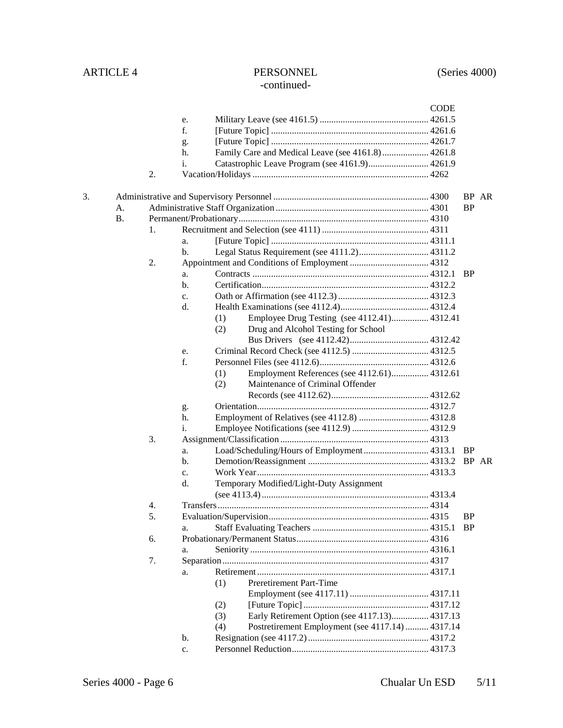ARTICLE 4 PERSONNEL (Series 4000)
-continued-

| | | | | | CODE | |
|---|---|---|---|---|---|---|
| | | e. | | Military Leave (see 4161.5) | 4261.5 | |
| | | f. | | [Future Topic] | 4261.6 | |
| | | g. | | [Future Topic] | 4261.7 | |
| | | h. | | Family Care and Medical Leave (see 4161.8) | 4261.8 | |
| | | i. | | Catastrophic Leave Program (see 4161.9) | 4261.9 | |
| | 2. | | | Vacation/Holidays | 4262 | |
| 3. | | | | Administrative and Supervisory Personnel | 4300 | BP AR |
| A. | | | | Administrative Staff Organization | 4301 | BP |
| B. | | | | Permanent/Probationary | 4310 | |
| | 1. | | | Recruitment and Selection (see 4111) | 4311 | |
| | | a. | | [Future Topic] | 4311.1 | |
| | | b. | | Legal Status Requirement (see 4111.2) | 4311.2 | |
| | 2. | | | Appointment and Conditions of Employment | 4312 | |
| | | a. | | Contracts | 4312.1 | BP |
| | | b. | | Certification | 4312.2 | |
| | | c. | | Oath or Affirmation (see 4112.3) | 4312.3 | |
| | | d. | | Health Examinations (see 4112.4) | 4312.4 | |
| | | | (1) | Employee Drug Testing (see 4112.41) | 4312.41 | |
| | | | (2) | Drug and Alcohol Testing for School Bus Drivers (see 4112.42) | 4312.42 | |
| | | e. | | Criminal Record Check (see 4112.5) | 4312.5 | |
| | | f. | | Personnel Files (see 4112.6) | 4312.6 | |
| | | | (1) | Employment References (see 4112.61) | 4312.61 | |
| | | | (2) | Maintenance of Criminal Offender Records (see 4112.62) | 4312.62 | |
| | | g. | | Orientation | 4312.7 | |
| | | h. | | Employment of Relatives (see 4112.8) | 4312.8 | |
| | | i. | | Employee Notifications (see 4112.9) | 4312.9 | |
| | 3. | | | Assignment/Classification | 4313 | |
| | | a. | | Load/Scheduling/Hours of Employment | 4313.1 | BP |
| | | b. | | Demotion/Reassignment | 4313.2 | BP AR |
| | | c. | | Work Year | 4313.3 | |
| | | d. | | Temporary Modified/Light-Duty Assignment (see 4113.4) | 4313.4 | |
| | 4. | | | Transfers | 4314 | |
| | 5. | | | Evaluation/Supervision | 4315 | BP |
| | | a. | | Staff Evaluating Teachers | 4315.1 | BP |
| | 6. | | | Probationary/Permanent Status | 4316 | |
| | | a. | | Seniority | 4316.1 | |
| | 7. | | | Separation | 4317 | |
| | | a. | | Retirement | 4317.1 | |
| | | | (1) | Preretirement Part-Time Employment (see 4117.11) | 4317.11 | |
| | | | (2) | [Future Topic] | 4317.12 | |
| | | | (3) | Early Retirement Option (see 4117.13) | 4317.13 | |
| | | | (4) | Postretirement Employment (see 4117.14) | 4317.14 | |
| | | b. | | Resignation (see 4117.2) | 4317.2 | |
| | | c. | | Personnel Reduction | 4317.3 | |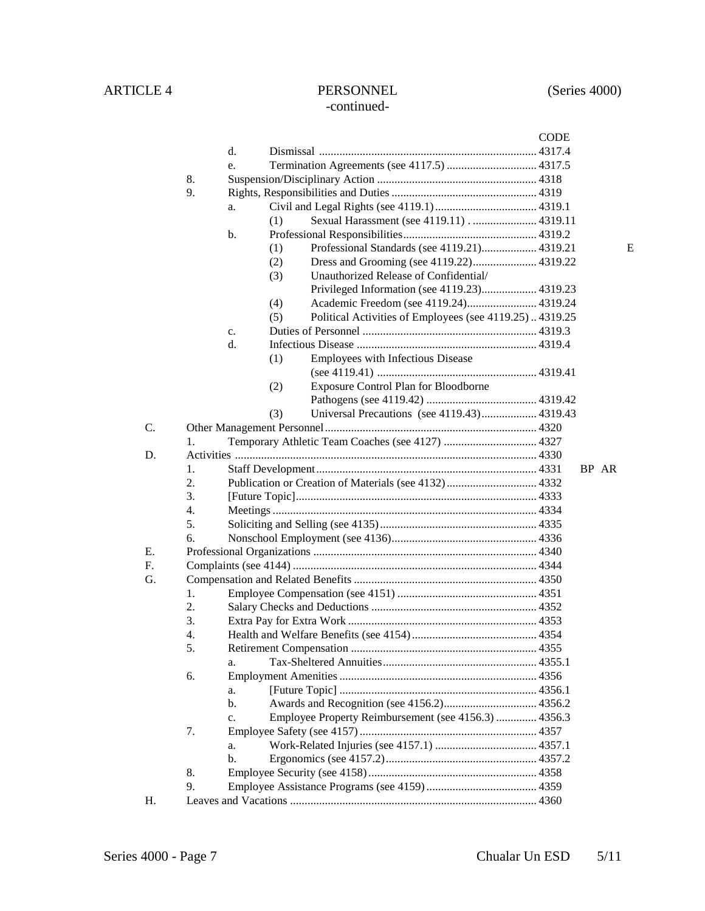ARTICLE 4 PERSONNEL (Series 4000)
-continued-

| | | | | CODE | |
|---|---|---|---|---|---|
| | | d. | Dismissal | 4317.4 | |
| | | e. | Termination Agreements (see 4117.5) | 4317.5 | |
| | 8. | | Suspension/Disciplinary Action | 4318 | |
| | 9. | | Rights, Responsibilities and Duties | 4319 | |
| | | a. | Civil and Legal Rights (see 4119.1) | 4319.1 | |
| | | | (1) Sexual Harassment (see 4119.11) | 4319.11 | |
| | | b. | Professional Responsibilities | 4319.2 | |
| | | | (1) Professional Standards (see 4119.21) | 4319.21 | E |
| | | | (2) Dress and Grooming (see 4119.22) | 4319.22 | |
| | | | (3) Unauthorized Release of Confidential/ Privileged Information (see 4119.23) | 4319.23 | |
| | | | (4) Academic Freedom (see 4119.24) | 4319.24 | |
| | | | (5) Political Activities of Employees (see 4119.25) | 4319.25 | |
| | | c. | Duties of Personnel | 4319.3 | |
| | | d. | Infectious Disease | 4319.4 | |
| | | | (1) Employees with Infectious Disease (see 4119.41) | 4319.41 | |
| | | | (2) Exposure Control Plan for Bloodborne Pathogens (see 4119.42) | 4319.42 | |
| | | | (3) Universal Precautions (see 4119.43) | 4319.43 | |
| C. | | | Other Management Personnel | 4320 | |
| | 1. | | Temporary Athletic Team Coaches (see 4127) | 4327 | |
| D. | | | Activities | 4330 | |
| | 1. | | Staff Development | 4331 | BP AR |
| | 2. | | Publication or Creation of Materials (see 4132) | 4332 | |
| | 3. | | [Future Topic] | 4333 | |
| | 4. | | Meetings | 4334 | |
| | 5. | | Soliciting and Selling (see 4135) | 4335 | |
| | 6. | | Nonschool Employment (see 4136) | 4336 | |
| E. | | | Professional Organizations | 4340 | |
| F. | | | Complaints (see 4144) | 4344 | |
| G. | | | Compensation and Related Benefits | 4350 | |
| | 1. | | Employee Compensation (see 4151) | 4351 | |
| | 2. | | Salary Checks and Deductions | 4352 | |
| | 3. | | Extra Pay for Extra Work | 4353 | |
| | 4. | | Health and Welfare Benefits (see 4154) | 4354 | |
| | 5. | | Retirement Compensation | 4355 | |
| | | a. | Tax-Sheltered Annuities | 4355.1 | |
| | 6. | | Employment Amenities | 4356 | |
| | | a. | [Future Topic] | 4356.1 | |
| | | b. | Awards and Recognition (see 4156.2) | 4356.2 | |
| | | c. | Employee Property Reimbursement (see 4156.3) | 4356.3 | |
| | 7. | | Employee Safety (see 4157) | 4357 | |
| | | a. | Work-Related Injuries (see 4157.1) | 4357.1 | |
| | | b. | Ergonomics (see 4157.2) | 4357.2 | |
| | 8. | | Employee Security (see 4158) | 4358 | |
| | 9. | | Employee Assistance Programs (see 4159) | 4359 | |
| H. | | | Leaves and Vacations | 4360 | |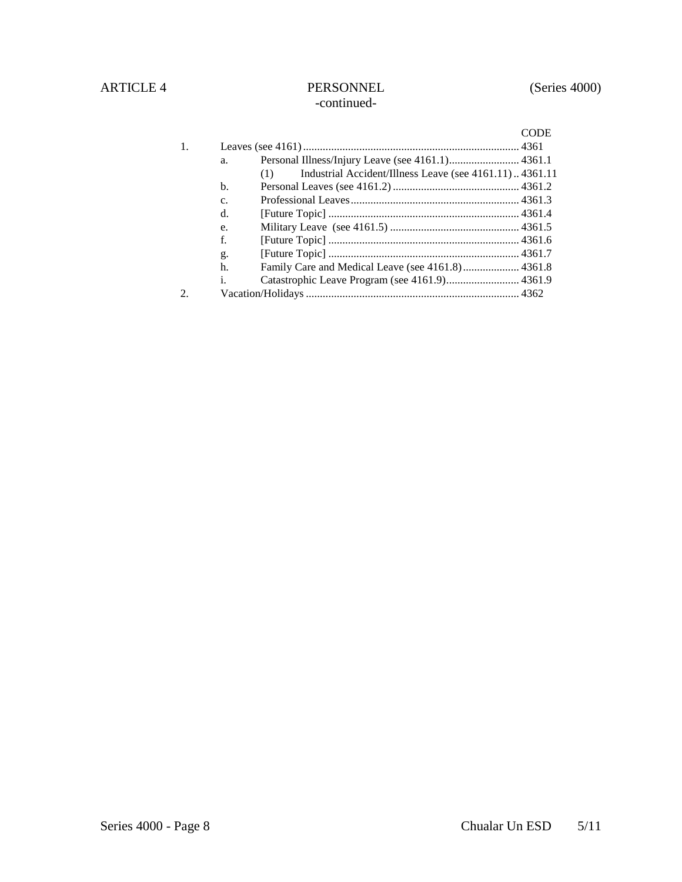# ARTICLE 4 PERSONNEL (Series 4000)

-continued-

| | | | CODE |
|---|---|---|---|
| 1. | Leaves (see 4161) | | 4361 |
| | a. | Personal Illness/Injury Leave (see 4161.1) | 4361.1 |
| | | (1) Industrial Accident/Illness Leave (see 4161.11) | 4361.11 |
| | b. | Personal Leaves (see 4161.2) | 4361.2 |
| | c. | Professional Leaves | 4361.3 |
| | d. | [Future Topic] | 4361.4 |
| | e. | Military Leave (see 4161.5) | 4361.5 |
| | f. | [Future Topic] | 4361.6 |
| | g. | [Future Topic] | 4361.7 |
| | h. | Family Care and Medical Leave (see 4161.8) | 4361.8 |
| | i. | Catastrophic Leave Program (see 4161.9) | 4361.9 |
| 2. | Vacation/Holidays | | 4362 |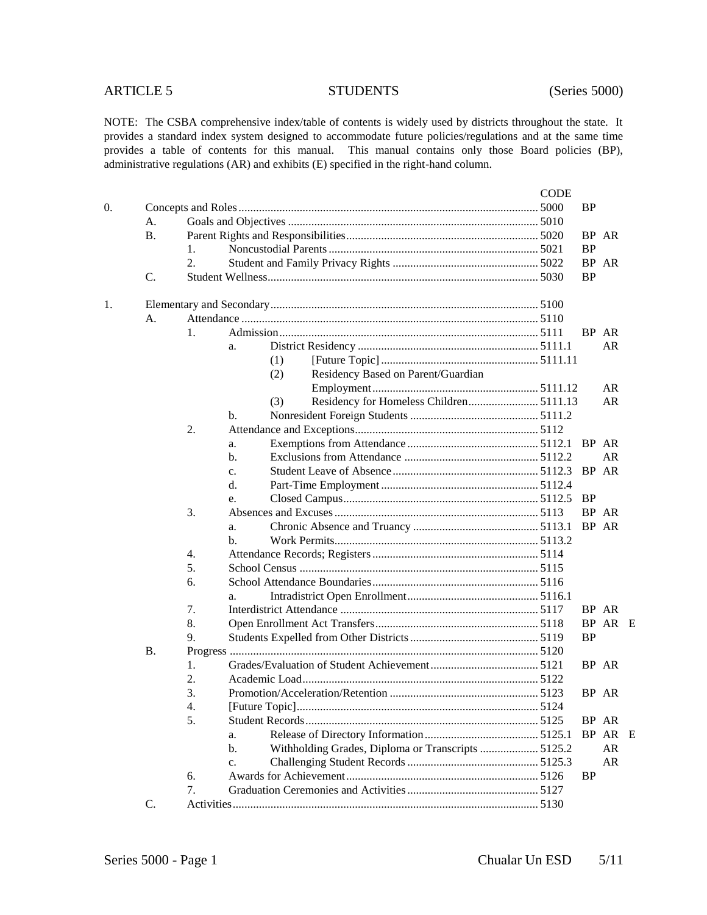ARTICLE 5 STUDENTS (Series 5000)

NOTE: The CSBA comprehensive index/table of contents is widely used by districts throughout the state. It provides a standard index system designed to accommodate future policies/regulations and at the same time provides a table of contents for this manual. This manual contains only those Board policies (BP), administrative regulations (AR) and exhibits (E) specified in the right-hand column.

| | | | | | Topic | CODE | | | |
|---|---|---|---|---|---|---|---|---|---|
| 0. | | | | | Concepts and Roles | 5000 | BP | | |
| | A. | | | | Goals and Objectives | 5010 | | | |
| | B. | | | | Parent Rights and Responsibilities | 5020 | BP | AR | |
| | | 1. | | | Noncustodial Parents | 5021 | BP | | |
| | | 2. | | | Student and Family Privacy Rights | 5022 | BP | AR | |
| | C. | | | | Student Wellness | 5030 | BP | | |
| 1. | | | | | Elementary and Secondary | 5100 | | | |
| | A. | | | | Attendance | 5110 | | | |
| | | 1. | | | Admission | 5111 | BP | AR | |
| | | | a. | | District Residency | 5111.1 | | AR | |
| | | | | (1) | [Future Topic] | 5111.11 | | | |
| | | | | (2) | Residency Based on Parent/Guardian Employment | 5111.12 | | AR | |
| | | | | (3) | Residency for Homeless Children | 5111.13 | | AR | |
| | | | b. | | Nonresident Foreign Students | 5111.2 | | | |
| | | 2. | | | Attendance and Exceptions | 5112 | | | |
| | | | a. | | Exemptions from Attendance | 5112.1 | BP | AR | |
| | | | b. | | Exclusions from Attendance | 5112.2 | | AR | |
| | | | c. | | Student Leave of Absence | 5112.3 | BP | AR | |
| | | | d. | | Part-Time Employment | 5112.4 | | | |
| | | | e. | | Closed Campus | 5112.5 | BP | | |
| | | 3. | | | Absences and Excuses | 5113 | BP | AR | |
| | | | a. | | Chronic Absence and Truancy | 5113.1 | BP | AR | |
| | | | b. | | Work Permits | 5113.2 | | | |
| | | 4. | | | Attendance Records; Registers | 5114 | | | |
| | | 5. | | | School Census | 5115 | | | |
| | | 6. | | | School Attendance Boundaries | 5116 | | | |
| | | | a. | | Intradistrict Open Enrollment | 5116.1 | | | |
| | | 7. | | | Interdistrict Attendance | 5117 | BP | AR | |
| | | 8. | | | Open Enrollment Act Transfers | 5118 | BP | AR | E |
| | | 9. | | | Students Expelled from Other Districts | 5119 | BP | | |
| | B. | | | | Progress | 5120 | | | |
| | | 1. | | | Grades/Evaluation of Student Achievement | 5121 | BP | AR | |
| | | 2. | | | Academic Load | 5122 | | | |
| | | 3. | | | Promotion/Acceleration/Retention | 5123 | BP | AR | |
| | | 4. | | | [Future Topic] | 5124 | | | |
| | | 5. | | | Student Records | 5125 | BP | AR | |
| | | | a. | | Release of Directory Information | 5125.1 | BP | AR | E |
| | | | b. | | Withholding Grades, Diploma or Transcripts | 5125.2 | | AR | |
| | | | c. | | Challenging Student Records | 5125.3 | | AR | |
| | | 6. | | | Awards for Achievement | 5126 | BP | | |
| | | 7. | | | Graduation Ceremonies and Activities | 5127 | | | |
| | C. | | | | Activities | 5130 | | | |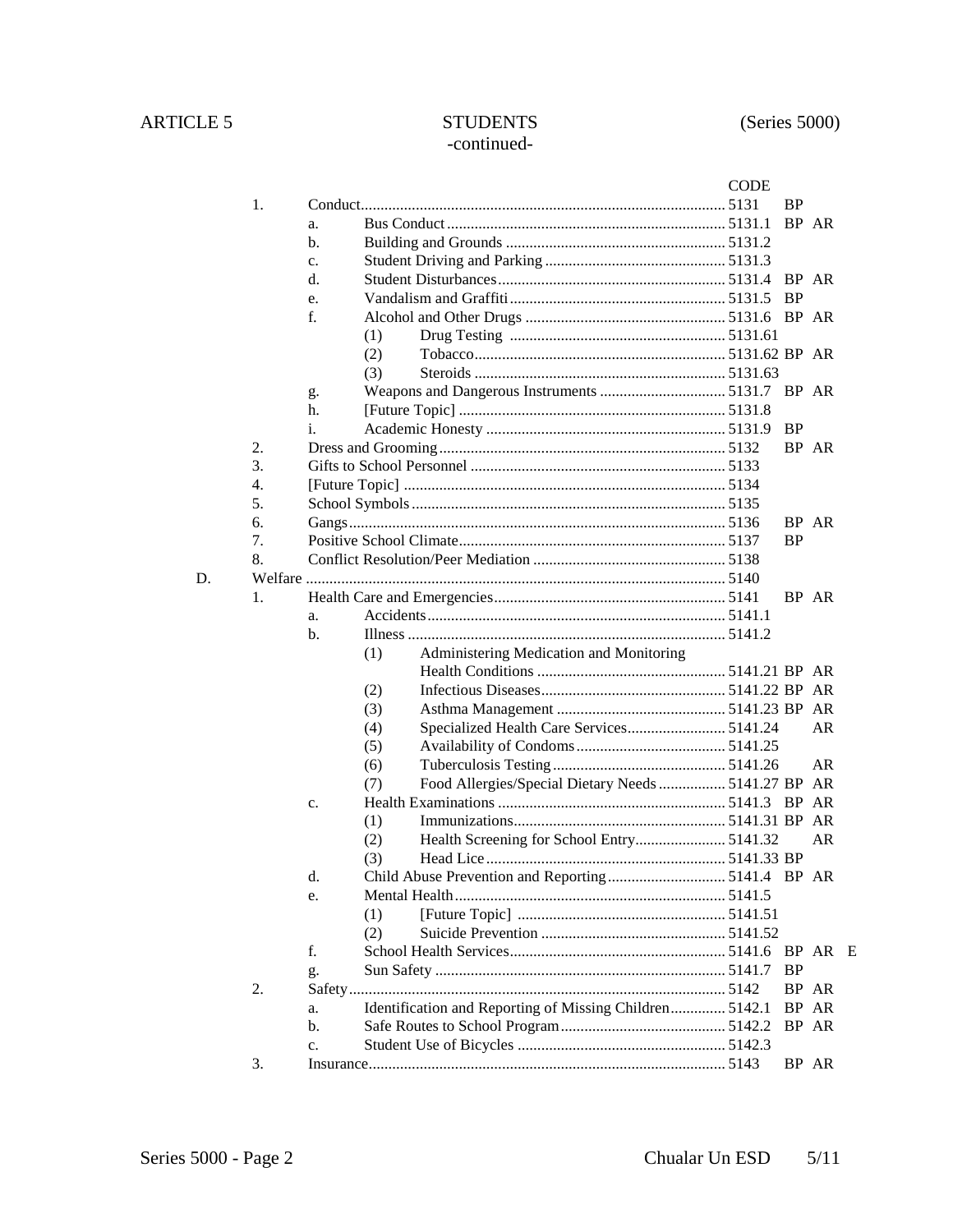ARTICLE 5 STUDENTS (Series 5000)
-continued-

| | | | | | CODE | | | |
|---|---|---|---|---|---|---|---|---|
| | 1. | Conduct | | | 5131 | BP | | |
| | | a. | Bus Conduct | | 5131.1 | BP | AR | |
| | | b. | Building and Grounds | | 5131.2 | | | |
| | | c. | Student Driving and Parking | | 5131.3 | | | |
| | | d. | Student Disturbances | | 5131.4 | BP | AR | |
| | | e. | Vandalism and Graffiti | | 5131.5 | BP | | |
| | | f. | Alcohol and Other Drugs | | 5131.6 | BP | AR | |
| | | | (1) | Drug Testing | 5131.61 | | | |
| | | | (2) | Tobacco | 5131.62 | BP | AR | |
| | | | (3) | Steroids | 5131.63 | | | |
| | | g. | Weapons and Dangerous Instruments | | 5131.7 | BP | AR | |
| | | h. | [Future Topic] | | 5131.8 | | | |
| | | i. | Academic Honesty | | 5131.9 | BP | | |
| | 2. | Dress and Grooming | | | 5132 | BP | AR | |
| | 3. | Gifts to School Personnel | | | 5133 | | | |
| | 4. | [Future Topic] | | | 5134 | | | |
| | 5. | School Symbols | | | 5135 | | | |
| | 6. | Gangs | | | 5136 | BP | AR | |
| | 7. | Positive School Climate | | | 5137 | BP | | |
| | 8. | Conflict Resolution/Peer Mediation | | | 5138 | | | |
| D. | Welfare | | | | 5140 | | | |
| | 1. | Health Care and Emergencies | | | 5141 | BP | AR | |
| | | a. | Accidents | | 5141.1 | | | |
| | | b. | Illness | | 5141.2 | | | |
| | | | (1) | Administering Medication and Monitoring Health Conditions | 5141.21 | BP | AR | |
| | | | (2) | Infectious Diseases | 5141.22 | BP | AR | |
| | | | (3) | Asthma Management | 5141.23 | BP | AR | |
| | | | (4) | Specialized Health Care Services | 5141.24 | | AR | |
| | | | (5) | Availability of Condoms | 5141.25 | | | |
| | | | (6) | Tuberculosis Testing | 5141.26 | | AR | |
| | | | (7) | Food Allergies/Special Dietary Needs | 5141.27 | BP | AR | |
| | | c. | Health Examinations | | 5141.3 | BP | AR | |
| | | | (1) | Immunizations | 5141.31 | BP | AR | |
| | | | (2) | Health Screening for School Entry | 5141.32 | | AR | |
| | | | (3) | Head Lice | 5141.33 | BP | | |
| | | d. | Child Abuse Prevention and Reporting | | 5141.4 | BP | AR | |
| | | e. | Mental Health | | 5141.5 | | | |
| | | | (1) | [Future Topic] | 5141.51 | | | |
| | | | (2) | Suicide Prevention | 5141.52 | | | |
| | | f. | School Health Services | | 5141.6 | BP | AR | E |
| | | g. | Sun Safety | | 5141.7 | BP | | |
| | 2. | Safety | | | 5142 | BP | AR | |
| | | a. | Identification and Reporting of Missing Children | | 5142.1 | BP | AR | |
| | | b. | Safe Routes to School Program | | 5142.2 | BP | AR | |
| | | c. | Student Use of Bicycles | | 5142.3 | | | |
| | 3. | Insurance | | | 5143 | BP | AR | |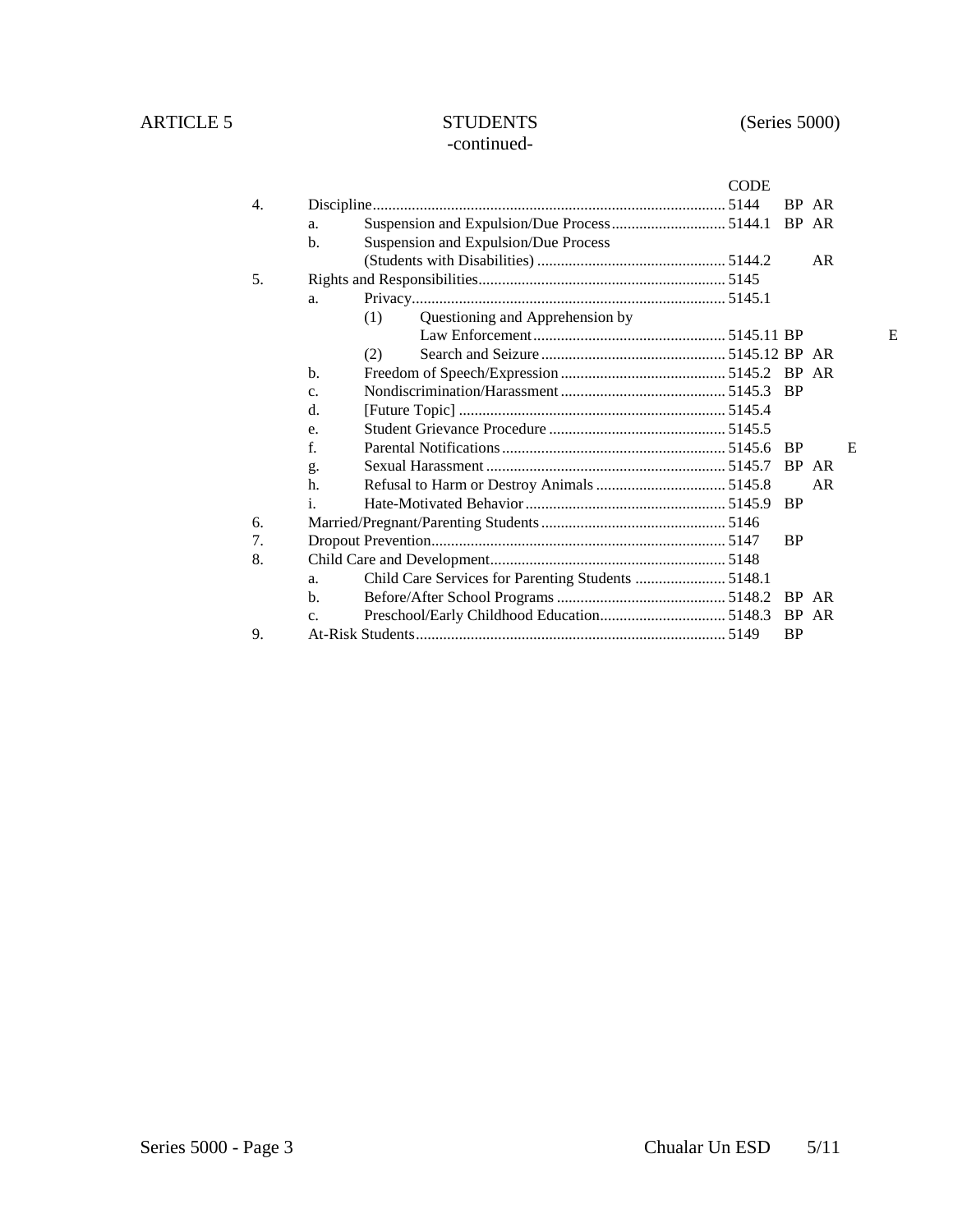ARTICLE 5 STUDENTS (Series 5000)
-continued-

| | | | CODE | | | |
|---|---|---|---|---|---|---|
| 4. | Discipline | | 5144 | BP | AR | |
| | a. | Suspension and Expulsion/Due Process | 5144.1 | BP | AR | |
| | b. | Suspension and Expulsion/Due Process (Students with Disabilities) | 5144.2 | | AR | |
| 5. | Rights and Responsibilities | | 5145 | | | |
| | a. | Privacy | 5145.1 | | | |
| | | (1) Questioning and Apprehension by Law Enforcement | 5145.11 | BP | | E |
| | | (2) Search and Seizure | 5145.12 | BP | AR | |
| | b. | Freedom of Speech/Expression | 5145.2 | BP | AR | |
| | c. | Nondiscrimination/Harassment | 5145.3 | BP | | |
| | d. | [Future Topic] | 5145.4 | | | |
| | e. | Student Grievance Procedure | 5145.5 | | | |
| | f. | Parental Notifications | 5145.6 | BP | | E |
| | g. | Sexual Harassment | 5145.7 | BP | AR | |
| | h. | Refusal to Harm or Destroy Animals | 5145.8 | | AR | |
| | i. | Hate-Motivated Behavior | 5145.9 | BP | | |
| 6. | Married/Pregnant/Parenting Students | | 5146 | | | |
| 7. | Dropout Prevention | | 5147 | BP | | |
| 8. | Child Care and Development | | 5148 | | | |
| | a. | Child Care Services for Parenting Students | 5148.1 | | | |
| | b. | Before/After School Programs | 5148.2 | BP | AR | |
| | c. | Preschool/Early Childhood Education | 5148.3 | BP | AR | |
| 9. | At-Risk Students | | 5149 | BP | | |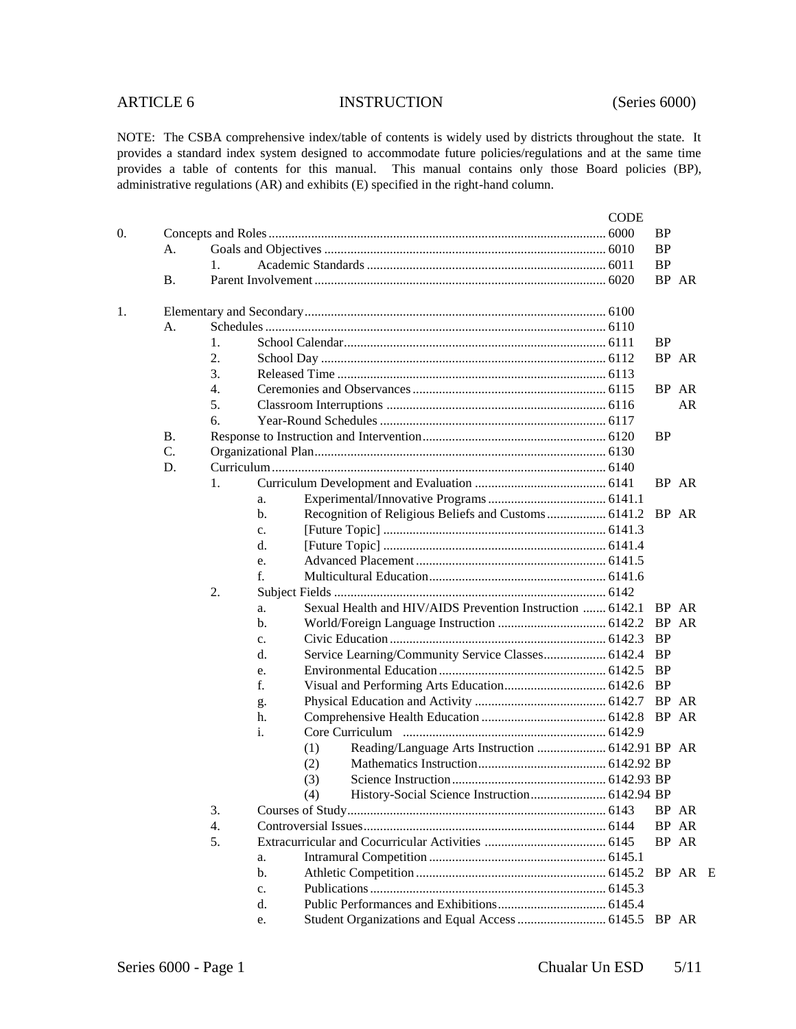ARTICLE 6 INSTRUCTION (Series 6000)

NOTE: The CSBA comprehensive index/table of contents is widely used by districts throughout the state. It provides a standard index system designed to accommodate future policies/regulations and at the same time provides a table of contents for this manual. This manual contains only those Board policies (BP), administrative regulations (AR) and exhibits (E) specified in the right-hand column.

| | | | | | Title | CODE | BP | AR | E |
|---|---|---|---|---|---|---|---|---|---|
| 0. | | | | | Concepts and Roles | 6000 | BP | | |
| | A. | | | | Goals and Objectives | 6010 | BP | | |
| | | 1. | | | Academic Standards | 6011 | BP | | |
| | B. | | | | Parent Involvement | 6020 | BP | AR | |
| 1. | | | | | Elementary and Secondary | 6100 | | | |
| | A. | | | | Schedules | 6110 | | | |
| | | 1. | | | School Calendar | 6111 | BP | | |
| | | 2. | | | School Day | 6112 | BP | AR | |
| | | 3. | | | Released Time | 6113 | | | |
| | | 4. | | | Ceremonies and Observances | 6115 | BP | AR | |
| | | 5. | | | Classroom Interruptions | 6116 | | AR | |
| | | 6. | | | Year-Round Schedules | 6117 | | | |
| | B. | | | | Response to Instruction and Intervention | 6120 | BP | | |
| | C. | | | | Organizational Plan | 6130 | | | |
| | D. | | | | Curriculum | 6140 | | | |
| | | 1. | | | Curriculum Development and Evaluation | 6141 | BP | AR | |
| | | | a. | | Experimental/Innovative Programs | 6141.1 | | | |
| | | | b. | | Recognition of Religious Beliefs and Customs | 6141.2 | BP | AR | |
| | | | c. | | [Future Topic] | 6141.3 | | | |
| | | | d. | | [Future Topic] | 6141.4 | | | |
| | | | e. | | Advanced Placement | 6141.5 | | | |
| | | | f. | | Multicultural Education | 6141.6 | | | |
| | | 2. | | | Subject Fields | 6142 | | | |
| | | | a. | | Sexual Health and HIV/AIDS Prevention Instruction | 6142.1 | BP | AR | |
| | | | b. | | World/Foreign Language Instruction | 6142.2 | BP | AR | |
| | | | c. | | Civic Education | 6142.3 | BP | | |
| | | | d. | | Service Learning/Community Service Classes | 6142.4 | BP | | |
| | | | e. | | Environmental Education | 6142.5 | BP | | |
| | | | f. | | Visual and Performing Arts Education | 6142.6 | BP | | |
| | | | g. | | Physical Education and Activity | 6142.7 | BP | AR | |
| | | | h. | | Comprehensive Health Education | 6142.8 | BP | AR | |
| | | | i. | | Core Curriculum | 6142.9 | | | |
| | | | | (1) | Reading/Language Arts Instruction | 6142.91 | BP | AR | |
| | | | | (2) | Mathematics Instruction | 6142.92 | BP | | |
| | | | | (3) | Science Instruction | 6142.93 | BP | | |
| | | | | (4) | History-Social Science Instruction | 6142.94 | BP | | |
| | | 3. | | | Courses of Study | 6143 | BP | AR | |
| | | 4. | | | Controversial Issues | 6144 | BP | AR | |
| | | 5. | | | Extracurricular and Cocurricular Activities | 6145 | BP | AR | |
| | | | a. | | Intramural Competition | 6145.1 | | | |
| | | | b. | | Athletic Competition | 6145.2 | BP | AR | E |
| | | | c. | | Publications | 6145.3 | | | |
| | | | d. | | Public Performances and Exhibitions | 6145.4 | | | |
| | | | e. | | Student Organizations and Equal Access | 6145.5 | BP | AR | |

Chualar Un ESD 5/11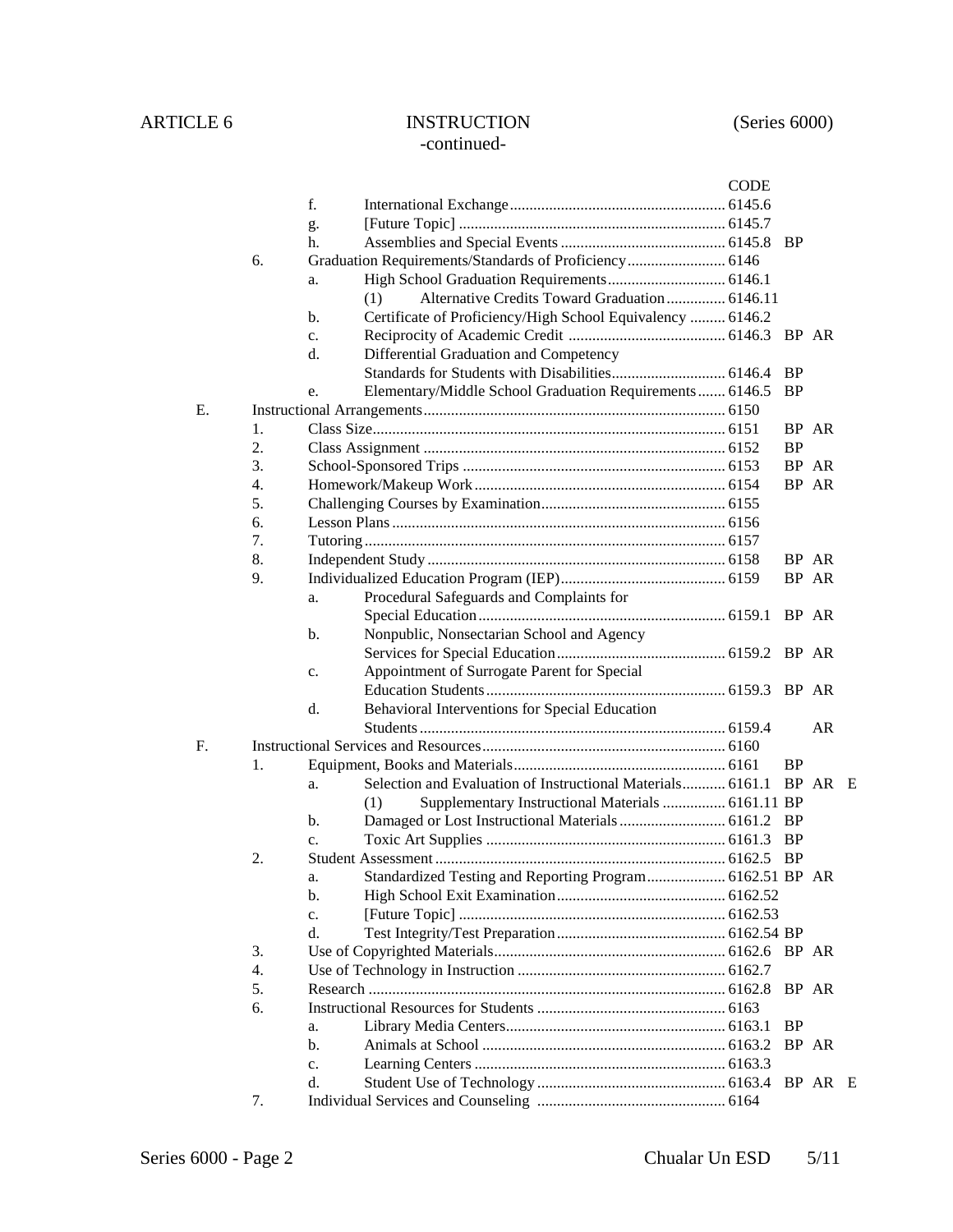ARTICLE 6 INSTRUCTION (Series 6000)
-continued-

| | | | | CODE | | | |
|---|---|---|---|---|---|---|---|
| | | f. | International Exchange | 6145.6 | | | |
| | | g. | [Future Topic] | 6145.7 | | | |
| | | h. | Assemblies and Special Events | 6145.8 | BP | | |
| | 6. | | Graduation Requirements/Standards of Proficiency | 6146 | | | |
| | | a. | High School Graduation Requirements | 6146.1 | | | |
| | | | (1) Alternative Credits Toward Graduation | 6146.11 | | | |
| | | b. | Certificate of Proficiency/High School Equivalency | 6146.2 | | | |
| | | c. | Reciprocity of Academic Credit | 6146.3 | BP | AR | |
| | | d. | Differential Graduation and Competency Standards for Students with Disabilities | 6146.4 | BP | | |
| | | e. | Elementary/Middle School Graduation Requirements | 6146.5 | BP | | |
| E. | | | Instructional Arrangements | 6150 | | | |
| | 1. | | Class Size | 6151 | BP | AR | |
| | 2. | | Class Assignment | 6152 | BP | | |
| | 3. | | School-Sponsored Trips | 6153 | BP | AR | |
| | 4. | | Homework/Makeup Work | 6154 | BP | AR | |
| | 5. | | Challenging Courses by Examination | 6155 | | | |
| | 6. | | Lesson Plans | 6156 | | | |
| | 7. | | Tutoring | 6157 | | | |
| | 8. | | Independent Study | 6158 | BP | AR | |
| | 9. | | Individualized Education Program (IEP) | 6159 | BP | AR | |
| | | a. | Procedural Safeguards and Complaints for Special Education | 6159.1 | BP | AR | |
| | | b. | Nonpublic, Nonsectarian School and Agency Services for Special Education | 6159.2 | BP | AR | |
| | | c. | Appointment of Surrogate Parent for Special Education Students | 6159.3 | BP | AR | |
| | | d. | Behavioral Interventions for Special Education Students | 6159.4 | | AR | |
| F. | | | Instructional Services and Resources | 6160 | | | |
| | 1. | | Equipment, Books and Materials | 6161 | BP | | |
| | | a. | Selection and Evaluation of Instructional Materials | 6161.1 | BP | AR | E |
| | | | (1) Supplementary Instructional Materials | 6161.11 | BP | | |
| | | b. | Damaged or Lost Instructional Materials | 6161.2 | BP | | |
| | | c. | Toxic Art Supplies | 6161.3 | BP | | |
| | 2. | | Student Assessment | 6162.5 | BP | | |
| | | a. | Standardized Testing and Reporting Program | 6162.51 | BP | AR | |
| | | b. | High School Exit Examination | 6162.52 | | | |
| | | c. | [Future Topic] | 6162.53 | | | |
| | | d. | Test Integrity/Test Preparation | 6162.54 | BP | | |
| | 3. | | Use of Copyrighted Materials | 6162.6 | BP | AR | |
| | 4. | | Use of Technology in Instruction | 6162.7 | | | |
| | 5. | | Research | 6162.8 | BP | AR | |
| | 6. | | Instructional Resources for Students | 6163 | | | |
| | | a. | Library Media Centers | 6163.1 | BP | | |
| | | b. | Animals at School | 6163.2 | BP | AR | |
| | | c. | Learning Centers | 6163.3 | | | |
| | | d. | Student Use of Technology | 6163.4 | BP | AR | E |
| | 7. | | Individual Services and Counseling | 6164 | | | |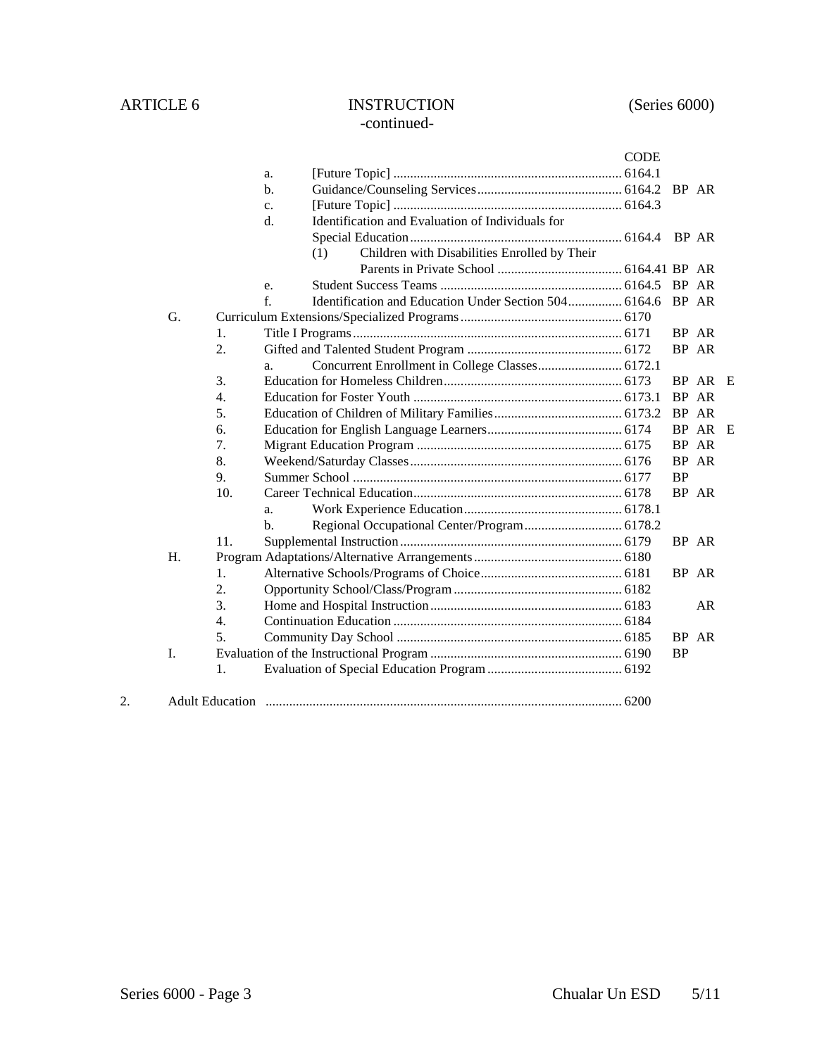ARTICLE 6 INSTRUCTION (Series 6000)
-continued-

| | | | | | CODE | | | |
|---|---|---|---|---|---|---|---|---|
| | | | a. | [Future Topic] | 6164.1 | | | |
| | | | b. | Guidance/Counseling Services | 6164.2 | BP | AR | |
| | | | c. | [Future Topic] | 6164.3 | | | |
| | | | d. | Identification and Evaluation of Individuals for Special Education | 6164.4 | BP | AR | |
| | | | | (1) Children with Disabilities Enrolled by Their Parents in Private School | 6164.41 | BP | AR | |
| | | | e. | Student Success Teams | 6164.5 | BP | AR | |
| | | | f. | Identification and Education Under Section 504 | 6164.6 | BP | AR | |
| | G. | Curriculum Extensions/Specialized Programs | | | 6170 | | | |
| | | 1. | Title I Programs | | 6171 | BP | AR | |
| | | 2. | Gifted and Talented Student Program | | 6172 | BP | AR | |
| | | | a. | Concurrent Enrollment in College Classes | 6172.1 | | | |
| | | 3. | Education for Homeless Children | | 6173 | BP | AR | E |
| | | 4. | Education for Foster Youth | | 6173.1 | BP | AR | |
| | | 5. | Education of Children of Military Families | | 6173.2 | BP | AR | |
| | | 6. | Education for English Language Learners | | 6174 | BP | AR | E |
| | | 7. | Migrant Education Program | | 6175 | BP | AR | |
| | | 8. | Weekend/Saturday Classes | | 6176 | BP | AR | |
| | | 9. | Summer School | | 6177 | BP | | |
| | | 10. | Career Technical Education | | 6178 | BP | AR | |
| | | | a. | Work Experience Education | 6178.1 | | | |
| | | | b. | Regional Occupational Center/Program | 6178.2 | | | |
| | | 11. | Supplemental Instruction | | 6179 | BP | AR | |
| | H. | Program Adaptations/Alternative Arrangements | | | 6180 | | | |
| | | 1. | Alternative Schools/Programs of Choice | | 6181 | BP | AR | |
| | | 2. | Opportunity School/Class/Program | | 6182 | | | |
| | | 3. | Home and Hospital Instruction | | 6183 | | AR | |
| | | 4. | Continuation Education | | 6184 | | | |
| | | 5. | Community Day School | | 6185 | BP | AR | |
| | I. | Evaluation of the Instructional Program | | | 6190 | BP | | |
| | | 1. | Evaluation of Special Education Program | | 6192 | | | |
| 2. | Adult Education | | | | 6200 | | | |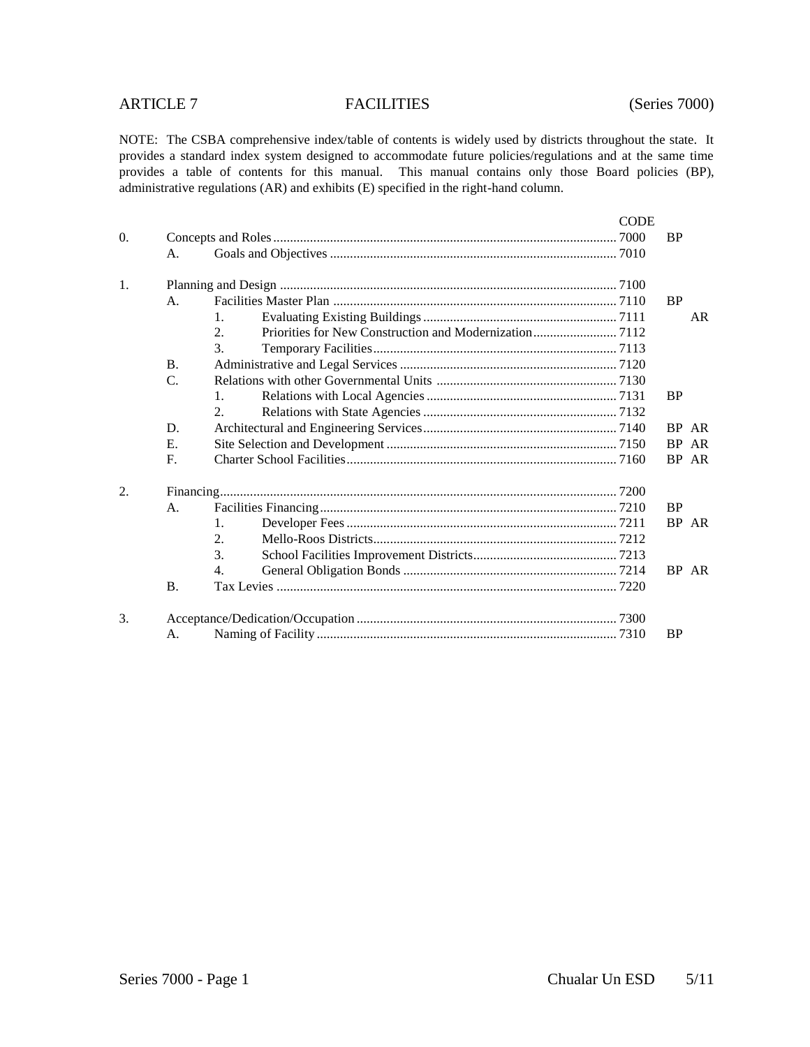ARTICLE 7 FACILITIES (Series 7000)

NOTE: The CSBA comprehensive index/table of contents is widely used by districts throughout the state. It provides a standard index system designed to accommodate future policies/regulations and at the same time provides a table of contents for this manual. This manual contains only those Board policies (BP), administrative regulations (AR) and exhibits (E) specified in the right-hand column.

| | | | | CODE | | |
|---|---|---|---|---|---|---|
| 0. | Concepts and Roles | | | 7000 | BP | |
| | A. | Goals and Objectives | | 7010 | | |
| 1. | Planning and Design | | | 7100 | | |
| | A. | Facilities Master Plan | | 7110 | BP | |
| | | 1. | Evaluating Existing Buildings | 7111 | | AR |
| | | 2. | Priorities for New Construction and Modernization | 7112 | | |
| | | 3. | Temporary Facilities | 7113 | | |
| | B. | Administrative and Legal Services | | 7120 | | |
| | C. | Relations with other Governmental Units | | 7130 | | |
| | | 1. | Relations with Local Agencies | 7131 | BP | |
| | | 2. | Relations with State Agencies | 7132 | | |
| | D. | Architectural and Engineering Services | | 7140 | BP | AR |
| | E. | Site Selection and Development | | 7150 | BP | AR |
| | F. | Charter School Facilities | | 7160 | BP | AR |
| 2. | Financing | | | 7200 | | |
| | A. | Facilities Financing | | 7210 | BP | |
| | | 1. | Developer Fees | 7211 | BP | AR |
| | | 2. | Mello-Roos Districts | 7212 | | |
| | | 3. | School Facilities Improvement Districts | 7213 | | |
| | | 4. | General Obligation Bonds | 7214 | BP | AR |
| | B. | Tax Levies | | 7220 | | |
| 3. | Acceptance/Dedication/Occupation | | | 7300 | | |
| | A. | Naming of Facility | | 7310 | BP | |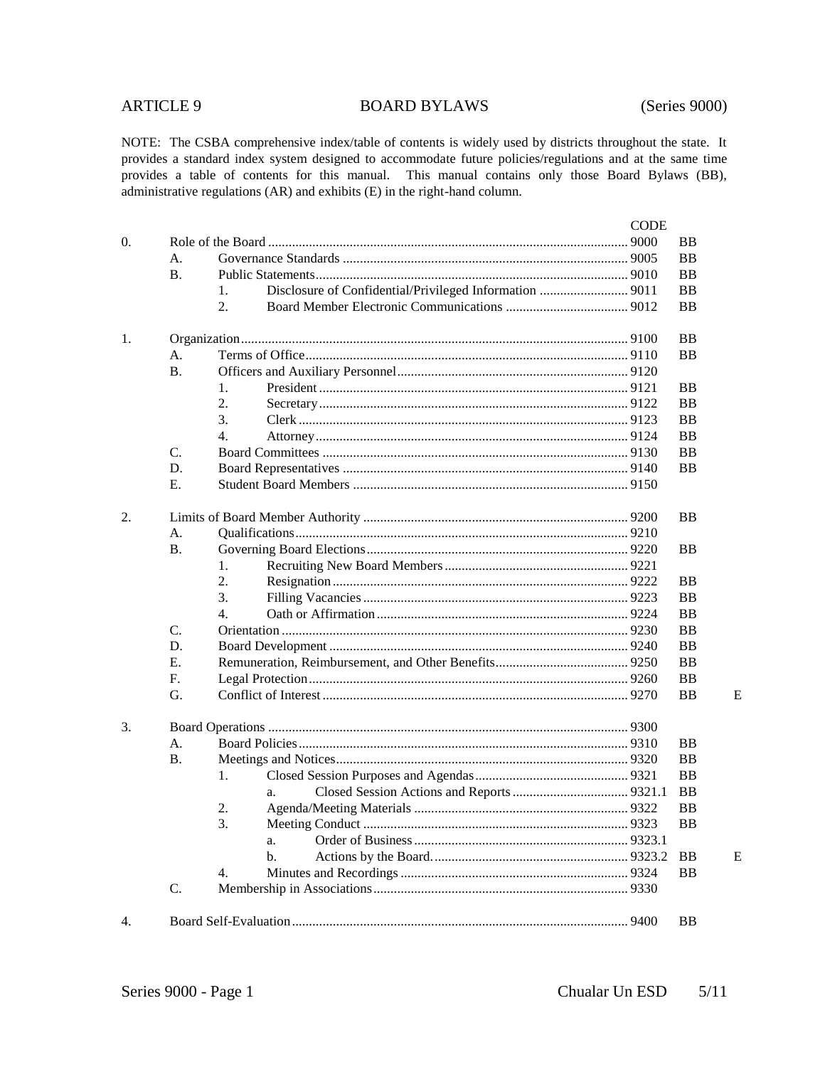ARTICLE 9 BOARD BYLAWS (Series 9000)

NOTE: The CSBA comprehensive index/table of contents is widely used by districts throughout the state. It provides a standard index system designed to accommodate future policies/regulations and at the same time provides a table of contents for this manual. This manual contains only those Board Bylaws (BB), administrative regulations (AR) and exhibits (E) in the right-hand column.

| | | | | CODE | | |
|---|---|---|---|---|---|---|
| 0. | Role of the Board | | | 9000 | BB | |
| | A. | Governance Standards | | 9005 | BB | |
| | B. | Public Statements | | 9010 | BB | |
| | | 1. | Disclosure of Confidential/Privileged Information | 9011 | BB | |
| | | 2. | Board Member Electronic Communications | 9012 | BB | |
| 1. | Organization | | | 9100 | BB | |
| | A. | Terms of Office | | 9110 | BB | |
| | B. | Officers and Auxiliary Personnel | | 9120 | | |
| | | 1. | President | 9121 | BB | |
| | | 2. | Secretary | 9122 | BB | |
| | | 3. | Clerk | 9123 | BB | |
| | | 4. | Attorney | 9124 | BB | |
| | C. | Board Committees | | 9130 | BB | |
| | D. | Board Representatives | | 9140 | BB | |
| | E. | Student Board Members | | 9150 | | |
| 2. | Limits of Board Member Authority | | | 9200 | BB | |
| | A. | Qualifications | | 9210 | | |
| | B. | Governing Board Elections | | 9220 | BB | |
| | | 1. | Recruiting New Board Members | 9221 | | |
| | | 2. | Resignation | 9222 | BB | |
| | | 3. | Filling Vacancies | 9223 | BB | |
| | | 4. | Oath or Affirmation | 9224 | BB | |
| | C. | Orientation | | 9230 | BB | |
| | D. | Board Development | | 9240 | BB | |
| | E. | Remuneration, Reimbursement, and Other Benefits | | 9250 | BB | |
| | F. | Legal Protection | | 9260 | BB | |
| | G. | Conflict of Interest | | 9270 | BB | E |
| 3. | Board Operations | | | 9300 | | |
| | A. | Board Policies | | 9310 | BB | |
| | B. | Meetings and Notices | | 9320 | BB | |
| | | 1. | Closed Session Purposes and Agendas | 9321 | BB | |
| | | | a. Closed Session Actions and Reports | 9321.1 | BB | |
| | | 2. | Agenda/Meeting Materials | 9322 | BB | |
| | | 3. | Meeting Conduct | 9323 | BB | |
| | | | a. Order of Business | 9323.1 | | |
| | | | b. Actions by the Board. | 9323.2 | BB | E |
| | | 4. | Minutes and Recordings | 9324 | BB | |
| | C. | Membership in Associations | | 9330 | | |
| 4. | Board Self-Evaluation | | | 9400 | BB | |

Series 9000 - Page 1 Chualar Un ESD 5/11